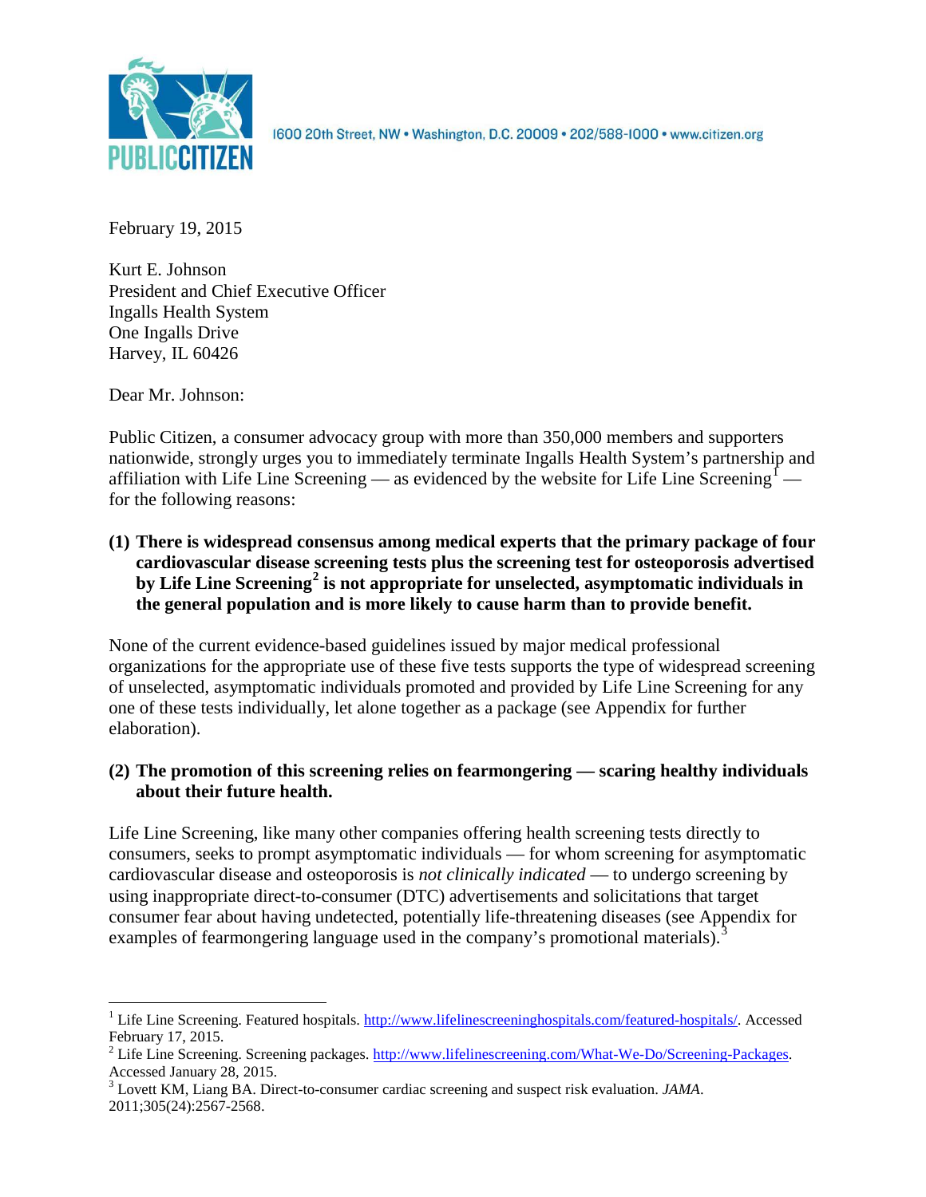1600 20th Street, NW • Washington, D.C. 20009 • 202/588-1000 • www.citizen.org

February 19, 2015

Kurt E. Johnson
President and Chief Executive Officer
Ingalls Health System
One Ingalls Drive
Harvey, IL 60426

Dear Mr. Johnson:

Public Citizen, a consumer advocacy group with more than 350,000 members and supporters nationwide, strongly urges you to immediately terminate Ingalls Health System's partnership and affiliation with Life Line Screening — as evidenced by the website for Life Line Screening[1] — for the following reasons:

**(1) There is widespread consensus among medical experts that the primary package of four cardiovascular disease screening tests plus the screening test for osteoporosis advertised by Life Line Screening[2] is not appropriate for unselected, asymptomatic individuals in the general population and is more likely to cause harm than to provide benefit.**

None of the current evidence-based guidelines issued by major medical professional organizations for the appropriate use of these five tests supports the type of widespread screening of unselected, asymptomatic individuals promoted and provided by Life Line Screening for any one of these tests individually, let alone together as a package (see Appendix for further elaboration).

**(2) The promotion of this screening relies on fearmongering — scaring healthy individuals about their future health.**

Life Line Screening, like many other companies offering health screening tests directly to consumers, seeks to prompt asymptomatic individuals — for whom screening for asymptomatic cardiovascular disease and osteoporosis is *not clinically indicated* — to undergo screening by using inappropriate direct-to-consumer (DTC) advertisements and solicitations that target consumer fear about having undetected, potentially life-threatening diseases (see Appendix for examples of fearmongering language used in the company's promotional materials).[3]

---

[1] Life Line Screening. Featured hospitals. http://www.lifelinescreeninghospitals.com/featured-hospitals/. Accessed February 17, 2015.

[2] Life Line Screening. Screening packages. http://www.lifelinescreening.com/What-We-Do/Screening-Packages. Accessed January 28, 2015.

[3] Lovett KM, Liang BA. Direct-to-consumer cardiac screening and suspect risk evaluation. *JAMA*. 2011;305(24):2567-2568.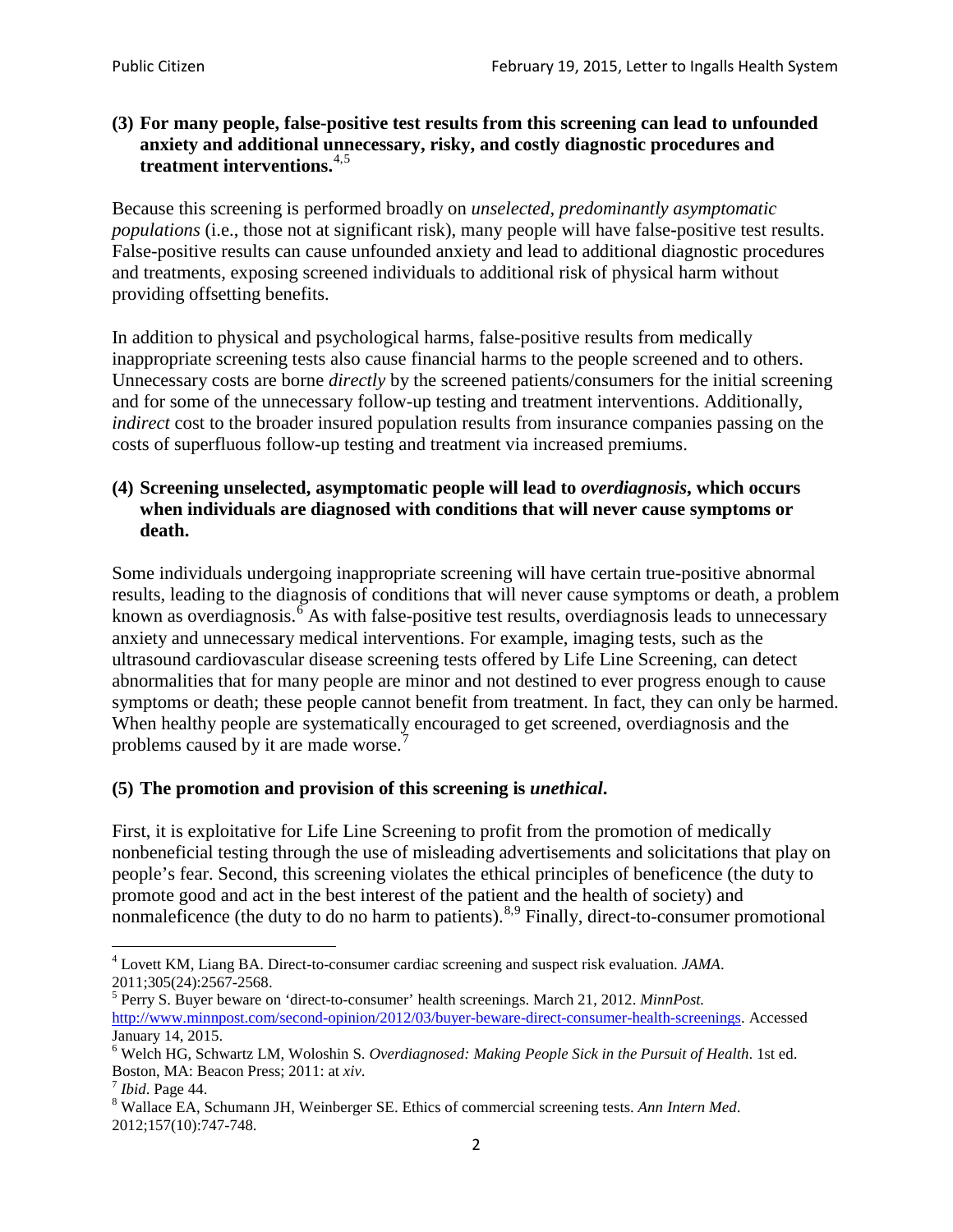**(3) For many people, false-positive test results from this screening can lead to unfounded anxiety and additional unnecessary, risky, and costly diagnostic procedures and treatment interventions.**[4,5]

Because this screening is performed broadly on *unselected, predominantly asymptomatic populations* (i.e., those not at significant risk), many people will have false-positive test results. False-positive results can cause unfounded anxiety and lead to additional diagnostic procedures and treatments, exposing screened individuals to additional risk of physical harm without providing offsetting benefits.

In addition to physical and psychological harms, false-positive results from medically inappropriate screening tests also cause financial harms to the people screened and to others. Unnecessary costs are borne *directly* by the screened patients/consumers for the initial screening and for some of the unnecessary follow-up testing and treatment interventions. Additionally, *indirect* cost to the broader insured population results from insurance companies passing on the costs of superfluous follow-up testing and treatment via increased premiums.

**(4) Screening unselected, asymptomatic people will lead to *overdiagnosis*, which occurs when individuals are diagnosed with conditions that will never cause symptoms or death.**

Some individuals undergoing inappropriate screening will have certain true-positive abnormal results, leading to the diagnosis of conditions that will never cause symptoms or death, a problem known as overdiagnosis.[6] As with false-positive test results, overdiagnosis leads to unnecessary anxiety and unnecessary medical interventions. For example, imaging tests, such as the ultrasound cardiovascular disease screening tests offered by Life Line Screening, can detect abnormalities that for many people are minor and not destined to ever progress enough to cause symptoms or death; these people cannot benefit from treatment. In fact, they can only be harmed. When healthy people are systematically encouraged to get screened, overdiagnosis and the problems caused by it are made worse.[7]

**(5) The promotion and provision of this screening is *unethical*.**

First, it is exploitative for Life Line Screening to profit from the promotion of medically nonbeneficial testing through the use of misleading advertisements and solicitations that play on people's fear. Second, this screening violates the ethical principles of beneficence (the duty to promote good and act in the best interest of the patient and the health of society) and nonmaleficence (the duty to do no harm to patients).[8,9] Finally, direct-to-consumer promotional

---

[4] Lovett KM, Liang BA. Direct-to-consumer cardiac screening and suspect risk evaluation. *JAMA*. 2011;305(24):2567-2568.

[5] Perry S. Buyer beware on 'direct-to-consumer' health screenings. March 21, 2012. *MinnPost.* http://www.minnpost.com/second-opinion/2012/03/buyer-beware-direct-consumer-health-screenings. Accessed January 14, 2015.

[6] Welch HG, Schwartz LM, Woloshin S. *Overdiagnosed: Making People Sick in the Pursuit of Health*. 1st ed. Boston, MA: Beacon Press; 2011: at *xiv*.

[7] *Ibid*. Page 44.

[8] Wallace EA, Schumann JH, Weinberger SE. Ethics of commercial screening tests. *Ann Intern Med*. 2012;157(10):747-748.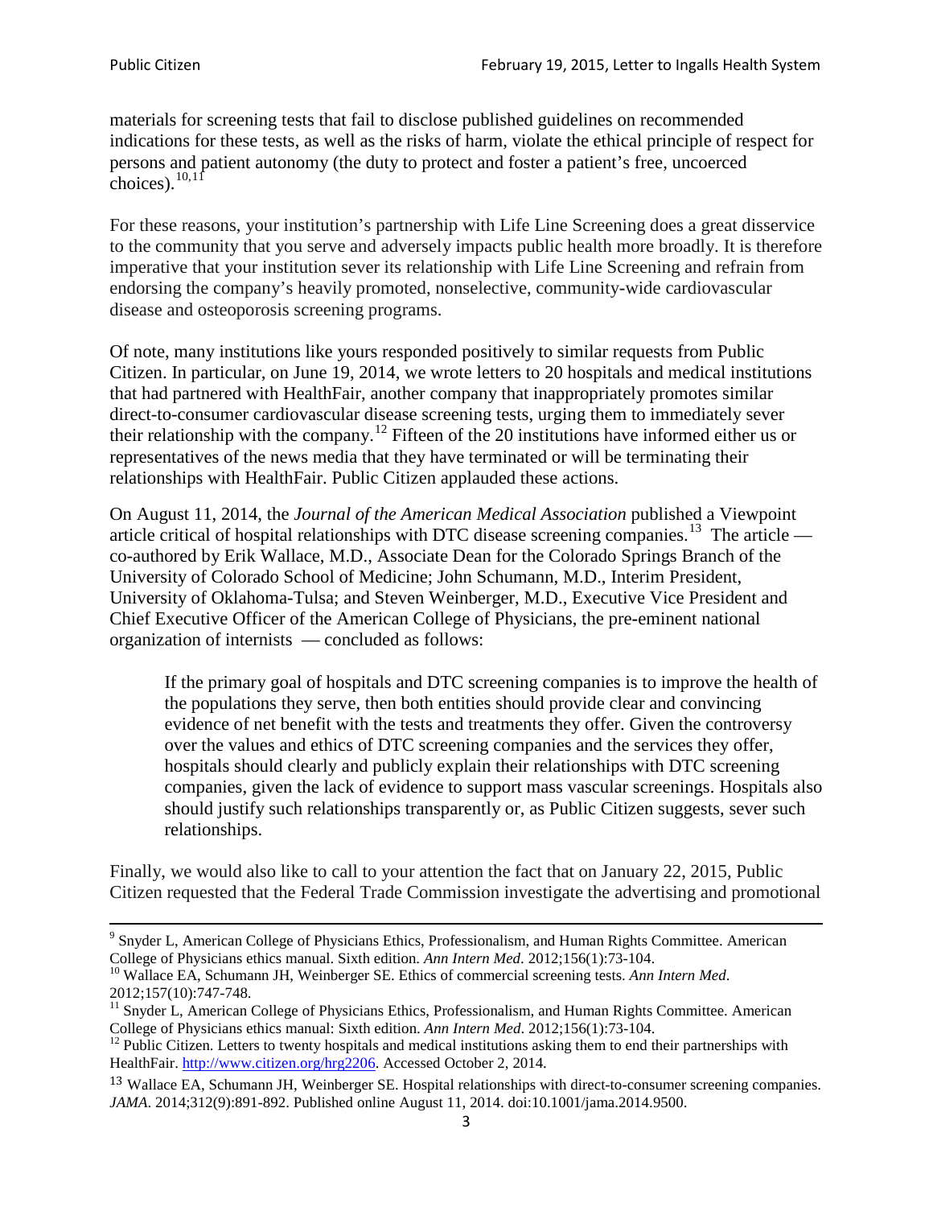materials for screening tests that fail to disclose published guidelines on recommended indications for these tests, as well as the risks of harm, violate the ethical principle of respect for persons and patient autonomy (the duty to protect and foster a patient's free, uncoerced choices).[10,11]

For these reasons, your institution's partnership with Life Line Screening does a great disservice to the community that you serve and adversely impacts public health more broadly. It is therefore imperative that your institution sever its relationship with Life Line Screening and refrain from endorsing the company's heavily promoted, nonselective, community-wide cardiovascular disease and osteoporosis screening programs.

Of note, many institutions like yours responded positively to similar requests from Public Citizen. In particular, on June 19, 2014, we wrote letters to 20 hospitals and medical institutions that had partnered with HealthFair, another company that inappropriately promotes similar direct-to-consumer cardiovascular disease screening tests, urging them to immediately sever their relationship with the company.[12] Fifteen of the 20 institutions have informed either us or representatives of the news media that they have terminated or will be terminating their relationships with HealthFair. Public Citizen applauded these actions.

On August 11, 2014, the *Journal of the American Medical Association* published a Viewpoint article critical of hospital relationships with DTC disease screening companies.[13] The article — co-authored by Erik Wallace, M.D., Associate Dean for the Colorado Springs Branch of the University of Colorado School of Medicine; John Schumann, M.D., Interim President, University of Oklahoma-Tulsa; and Steven Weinberger, M.D., Executive Vice President and Chief Executive Officer of the American College of Physicians, the pre-eminent national organization of internists — concluded as follows:

> If the primary goal of hospitals and DTC screening companies is to improve the health of the populations they serve, then both entities should provide clear and convincing evidence of net benefit with the tests and treatments they offer. Given the controversy over the values and ethics of DTC screening companies and the services they offer, hospitals should clearly and publicly explain their relationships with DTC screening companies, given the lack of evidence to support mass vascular screenings. Hospitals also should justify such relationships transparently or, as Public Citizen suggests, sever such relationships.

Finally, we would also like to call to your attention the fact that on January 22, 2015, Public Citizen requested that the Federal Trade Commission investigate the advertising and promotional

---

[9] Snyder L, American College of Physicians Ethics, Professionalism, and Human Rights Committee. American College of Physicians ethics manual. Sixth edition. *Ann Intern Med*. 2012;156(1):73-104.

[10] Wallace EA, Schumann JH, Weinberger SE. Ethics of commercial screening tests. *Ann Intern Med*. 2012;157(10):747-748.

[11] Snyder L, American College of Physicians Ethics, Professionalism, and Human Rights Committee. American College of Physicians ethics manual: Sixth edition. *Ann Intern Med*. 2012;156(1):73-104.

[12] Public Citizen. Letters to twenty hospitals and medical institutions asking them to end their partnerships with HealthFair. http://www.citizen.org/hrg2206. Accessed October 2, 2014.

[13] Wallace EA, Schumann JH, Weinberger SE. Hospital relationships with direct-to-consumer screening companies. *JAMA*. 2014;312(9):891-892. Published online August 11, 2014. doi:10.1001/jama.2014.9500.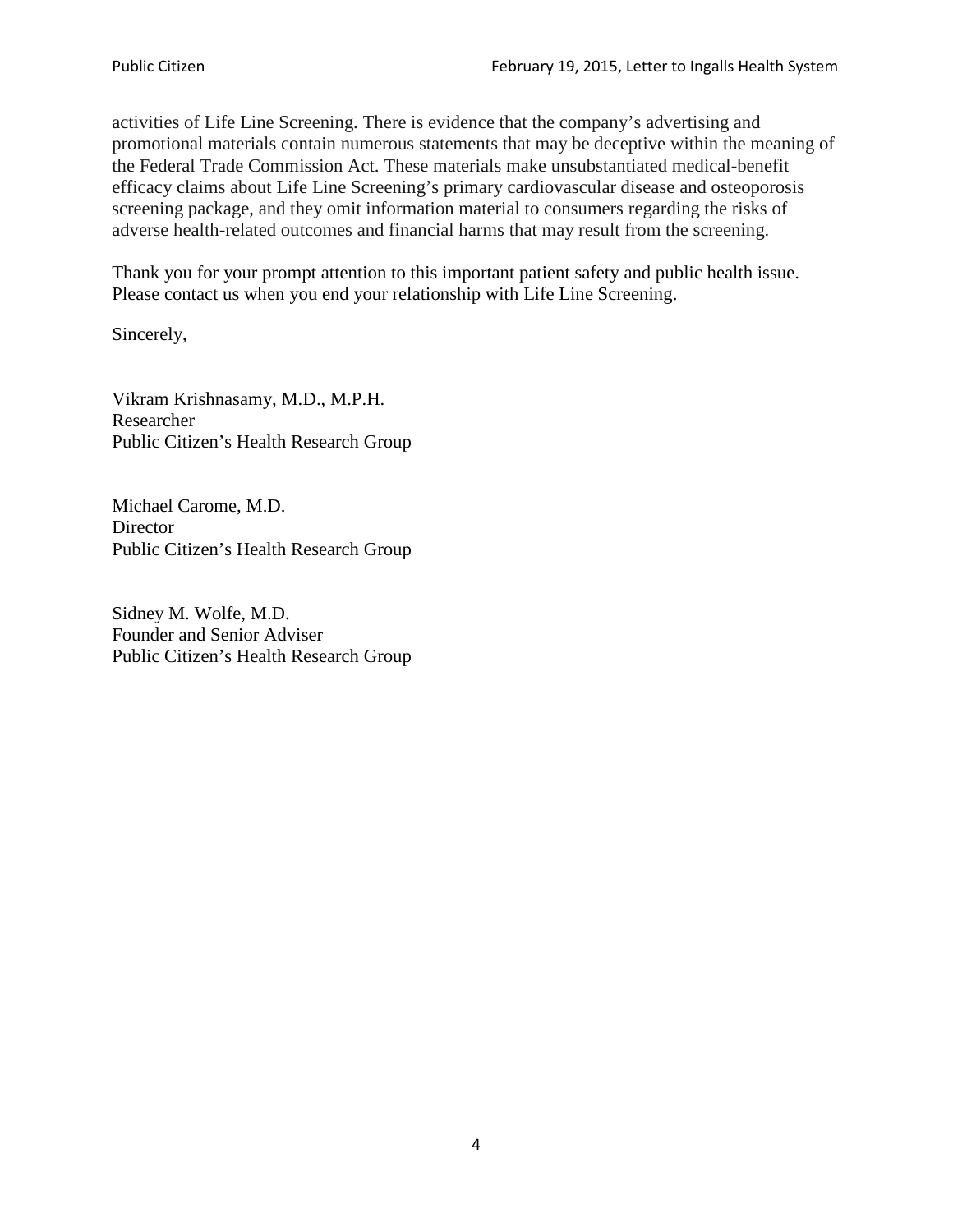activities of Life Line Screening. There is evidence that the company's advertising and promotional materials contain numerous statements that may be deceptive within the meaning of the Federal Trade Commission Act. These materials make unsubstantiated medical-benefit efficacy claims about Life Line Screening's primary cardiovascular disease and osteoporosis screening package, and they omit information material to consumers regarding the risks of adverse health-related outcomes and financial harms that may result from the screening.

Thank you for your prompt attention to this important patient safety and public health issue. Please contact us when you end your relationship with Life Line Screening.

Sincerely,

Vikram Krishnasamy, M.D., M.P.H.
Researcher
Public Citizen's Health Research Group

Michael Carome, M.D.
Director
Public Citizen's Health Research Group

Sidney M. Wolfe, M.D.
Founder and Senior Adviser
Public Citizen's Health Research Group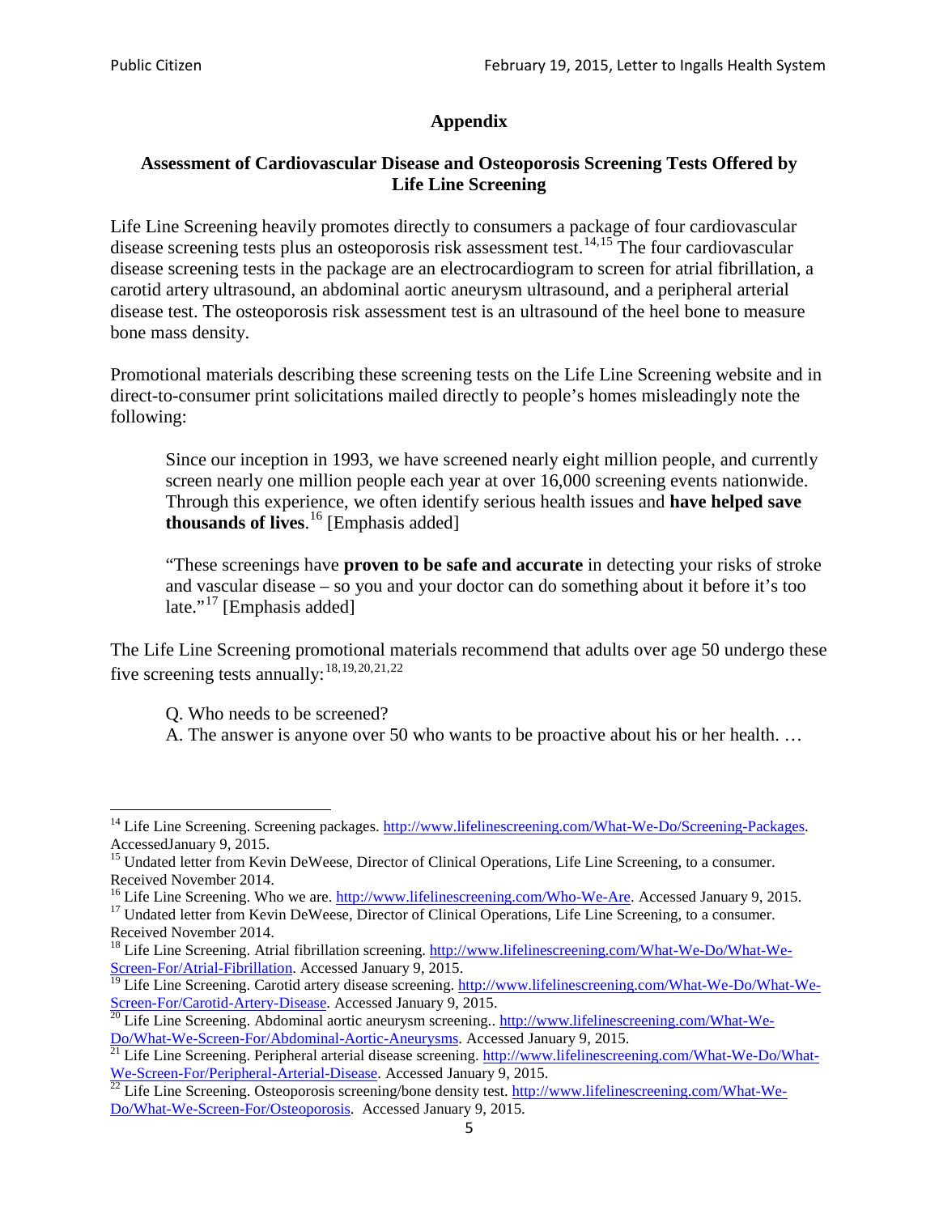## Appendix

### Assessment of Cardiovascular Disease and Osteoporosis Screening Tests Offered by Life Line Screening

Life Line Screening heavily promotes directly to consumers a package of four cardiovascular disease screening tests plus an osteoporosis risk assessment test.[14,15] The four cardiovascular disease screening tests in the package are an electrocardiogram to screen for atrial fibrillation, a carotid artery ultrasound, an abdominal aortic aneurysm ultrasound, and a peripheral arterial disease test. The osteoporosis risk assessment test is an ultrasound of the heel bone to measure bone mass density.

Promotional materials describing these screening tests on the Life Line Screening website and in direct-to-consumer print solicitations mailed directly to people's homes misleadingly note the following:

> Since our inception in 1993, we have screened nearly eight million people, and currently screen nearly one million people each year at over 16,000 screening events nationwide. Through this experience, we often identify serious health issues and **have helped save thousands of lives**.[16] [Emphasis added]
>
> "These screenings have **proven to be safe and accurate** in detecting your risks of stroke and vascular disease – so you and your doctor can do something about it before it's too late."[17] [Emphasis added]

The Life Line Screening promotional materials recommend that adults over age 50 undergo these five screening tests annually:[18,19,20,21,22]

> Q. Who needs to be screened?
> A. The answer is anyone over 50 who wants to be proactive about his or her health. …

---

[14] Life Line Screening. Screening packages. http://www.lifelinescreening.com/What-We-Do/Screening-Packages. AccessedJanuary 9, 2015.

[15] Undated letter from Kevin DeWeese, Director of Clinical Operations, Life Line Screening, to a consumer. Received November 2014.

[16] Life Line Screening. Who we are. http://www.lifelinescreening.com/Who-We-Are. Accessed January 9, 2015.

[17] Undated letter from Kevin DeWeese, Director of Clinical Operations, Life Line Screening, to a consumer. Received November 2014.

[18] Life Line Screening. Atrial fibrillation screening. http://www.lifelinescreening.com/What-We-Do/What-We-Screen-For/Atrial-Fibrillation. Accessed January 9, 2015.

[19] Life Line Screening. Carotid artery disease screening. http://www.lifelinescreening.com/What-We-Do/What-We-Screen-For/Carotid-Artery-Disease. Accessed January 9, 2015.

[20] Life Line Screening. Abdominal aortic aneurysm screening.. http://www.lifelinescreening.com/What-We-Do/What-We-Screen-For/Abdominal-Aortic-Aneurysms. Accessed January 9, 2015.

[21] Life Line Screening. Peripheral arterial disease screening. http://www.lifelinescreening.com/What-We-Do/What-We-Screen-For/Peripheral-Arterial-Disease. Accessed January 9, 2015.

[22] Life Line Screening. Osteoporosis screening/bone density test. http://www.lifelinescreening.com/What-We-Do/What-We-Screen-For/Osteoporosis. Accessed January 9, 2015.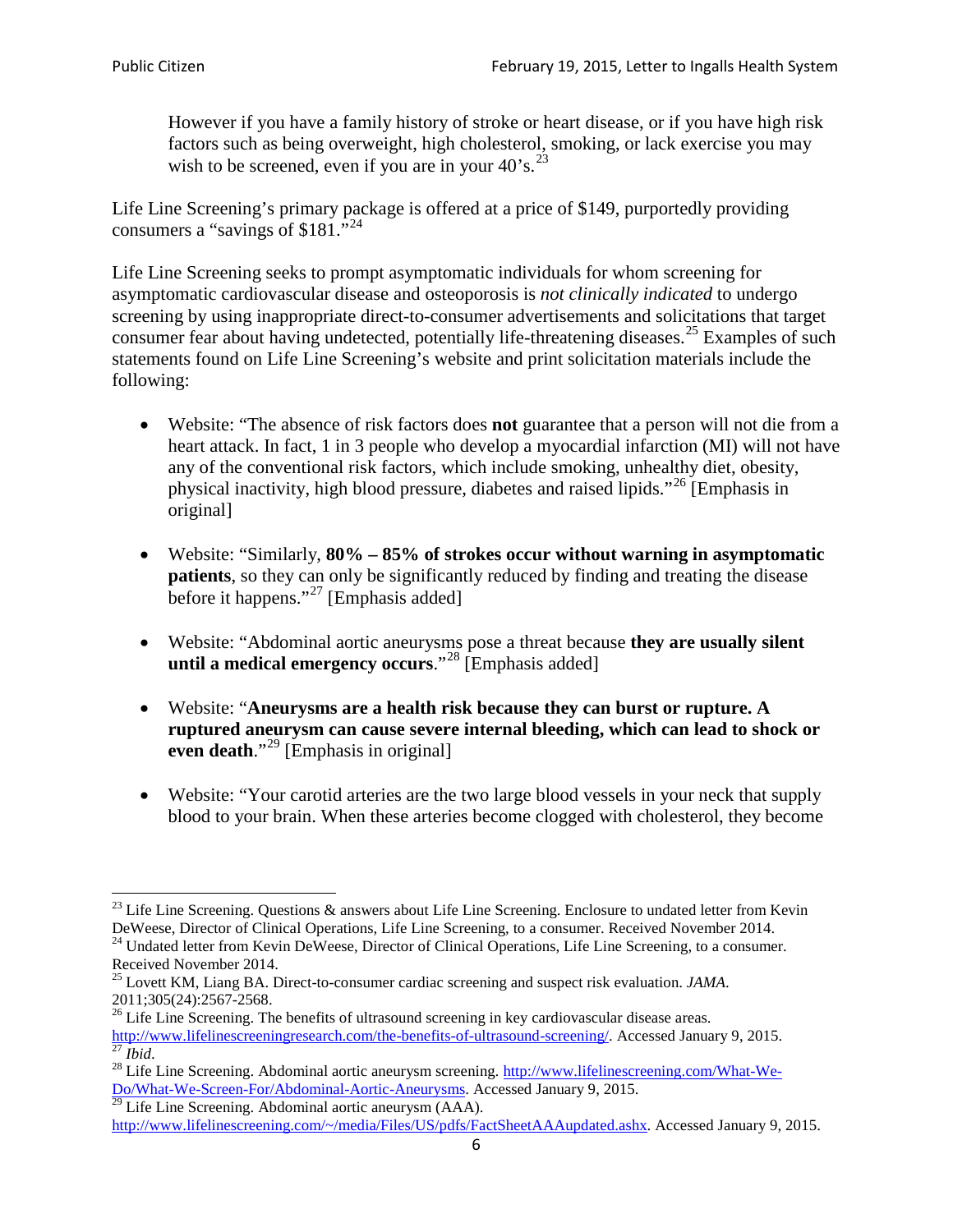> However if you have a family history of stroke or heart disease, or if you have high risk factors such as being overweight, high cholesterol, smoking, or lack exercise you may wish to be screened, even if you are in your 40's.[23]

Life Line Screening's primary package is offered at a price of $149, purportedly providing consumers a "savings of $181."[24]

Life Line Screening seeks to prompt asymptomatic individuals for whom screening for asymptomatic cardiovascular disease and osteoporosis is *not clinically indicated* to undergo screening by using inappropriate direct-to-consumer advertisements and solicitations that target consumer fear about having undetected, potentially life-threatening diseases.[25] Examples of such statements found on Life Line Screening's website and print solicitation materials include the following:

- Website: "The absence of risk factors does **not** guarantee that a person will not die from a heart attack. In fact, 1 in 3 people who develop a myocardial infarction (MI) will not have any of the conventional risk factors, which include smoking, unhealthy diet, obesity, physical inactivity, high blood pressure, diabetes and raised lipids."[26] [Emphasis in original]

- Website: "Similarly, **80% – 85% of strokes occur without warning in asymptomatic patients**, so they can only be significantly reduced by finding and treating the disease before it happens."[27] [Emphasis added]

- Website: "Abdominal aortic aneurysms pose a threat because **they are usually silent until a medical emergency occurs**."[28] [Emphasis added]

- Website: "**Aneurysms are a health risk because they can burst or rupture. A ruptured aneurysm can cause severe internal bleeding, which can lead to shock or even death**."[29] [Emphasis in original]

- Website: "Your carotid arteries are the two large blood vessels in your neck that supply blood to your brain. When these arteries become clogged with cholesterol, they become

---

[23] Life Line Screening. Questions & answers about Life Line Screening. Enclosure to undated letter from Kevin DeWeese, Director of Clinical Operations, Life Line Screening, to a consumer. Received November 2014.

[24] Undated letter from Kevin DeWeese, Director of Clinical Operations, Life Line Screening, to a consumer. Received November 2014.

[25] Lovett KM, Liang BA. Direct-to-consumer cardiac screening and suspect risk evaluation. *JAMA*. 2011;305(24):2567-2568.

[26] Life Line Screening. The benefits of ultrasound screening in key cardiovascular disease areas. http://www.lifelinescreeningresearch.com/the-benefits-of-ultrasound-screening/. Accessed January 9, 2015.

[27] *Ibid*.

[28] Life Line Screening. Abdominal aortic aneurysm screening. http://www.lifelinescreening.com/What-We-Do/What-We-Screen-For/Abdominal-Aortic-Aneurysms. Accessed January 9, 2015.

[29] Life Line Screening. Abdominal aortic aneurysm (AAA). http://www.lifelinescreening.com/~/media/Files/US/pdfs/FactSheetAAAupdated.ashx. Accessed January 9, 2015.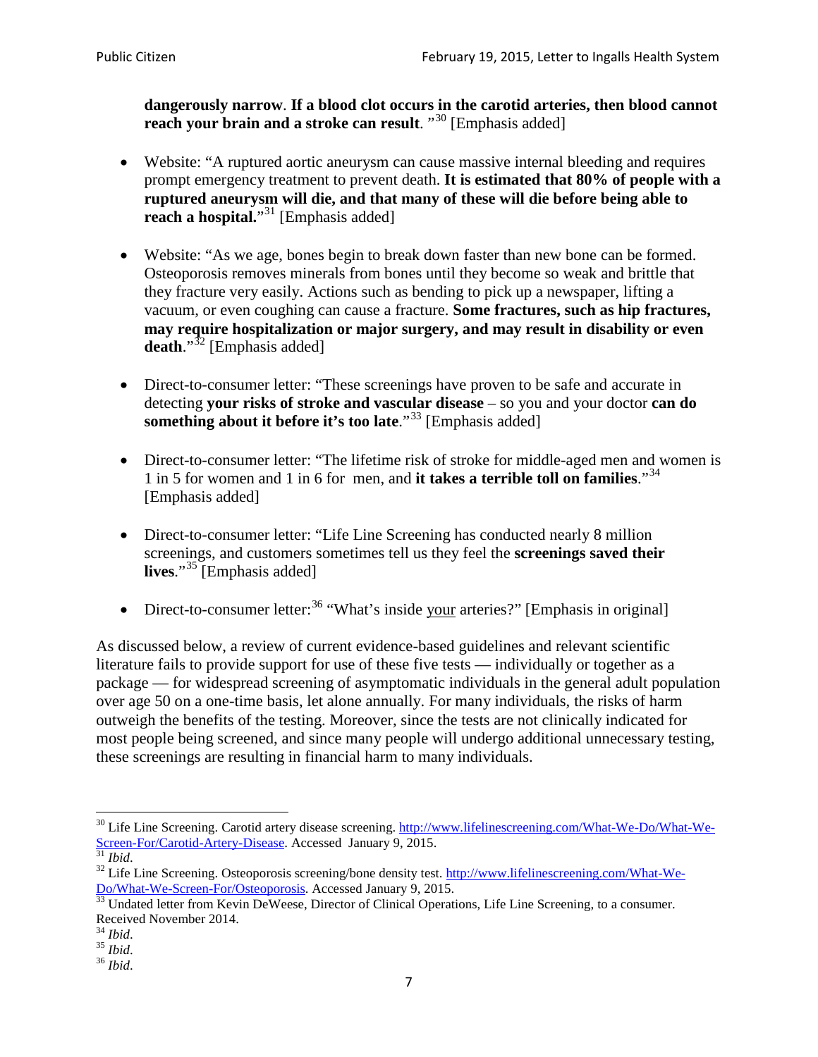**dangerously narrow**. **If a blood clot occurs in the carotid arteries, then blood cannot reach your brain and a stroke can result**. "[30] [Emphasis added]

- Website: "A ruptured aortic aneurysm can cause massive internal bleeding and requires prompt emergency treatment to prevent death. **It is estimated that 80% of people with a ruptured aneurysm will die, and that many of these will die before being able to reach a hospital.**"[31] [Emphasis added]

- Website: "As we age, bones begin to break down faster than new bone can be formed. Osteoporosis removes minerals from bones until they become so weak and brittle that they fracture very easily. Actions such as bending to pick up a newspaper, lifting a vacuum, or even coughing can cause a fracture. **Some fractures, such as hip fractures, may require hospitalization or major surgery, and may result in disability or even death**."[32] [Emphasis added]

- Direct-to-consumer letter: "These screenings have proven to be safe and accurate in detecting **your risks of stroke and vascular disease** – so you and your doctor **can do something about it before it's too late**."[33] [Emphasis added]

- Direct-to-consumer letter: "The lifetime risk of stroke for middle-aged men and women is 1 in 5 for women and 1 in 6 for men, and **it takes a terrible toll on families**."[34] [Emphasis added]

- Direct-to-consumer letter: "Life Line Screening has conducted nearly 8 million screenings, and customers sometimes tell us they feel the **screenings saved their lives**."[35] [Emphasis added]

- Direct-to-consumer letter:[36] "What's inside <u>your</u> arteries?" [Emphasis in original]

As discussed below, a review of current evidence-based guidelines and relevant scientific literature fails to provide support for use of these five tests — individually or together as a package — for widespread screening of asymptomatic individuals in the general adult population over age 50 on a one-time basis, let alone annually. For many individuals, the risks of harm outweigh the benefits of the testing. Moreover, since the tests are not clinically indicated for most people being screened, and since many people will undergo additional unnecessary testing, these screenings are resulting in financial harm to many individuals.

---

[30] Life Line Screening. Carotid artery disease screening. http://www.lifelinescreening.com/What-We-Do/What-We-Screen-For/Carotid-Artery-Disease. Accessed January 9, 2015.

[31] *Ibid*.

[32] Life Line Screening. Osteoporosis screening/bone density test. http://www.lifelinescreening.com/What-We-Do/What-We-Screen-For/Osteoporosis. Accessed January 9, 2015.

[33] Undated letter from Kevin DeWeese, Director of Clinical Operations, Life Line Screening, to a consumer. Received November 2014.

[34] *Ibid*.

[35] *Ibid*.

[36] *Ibid*.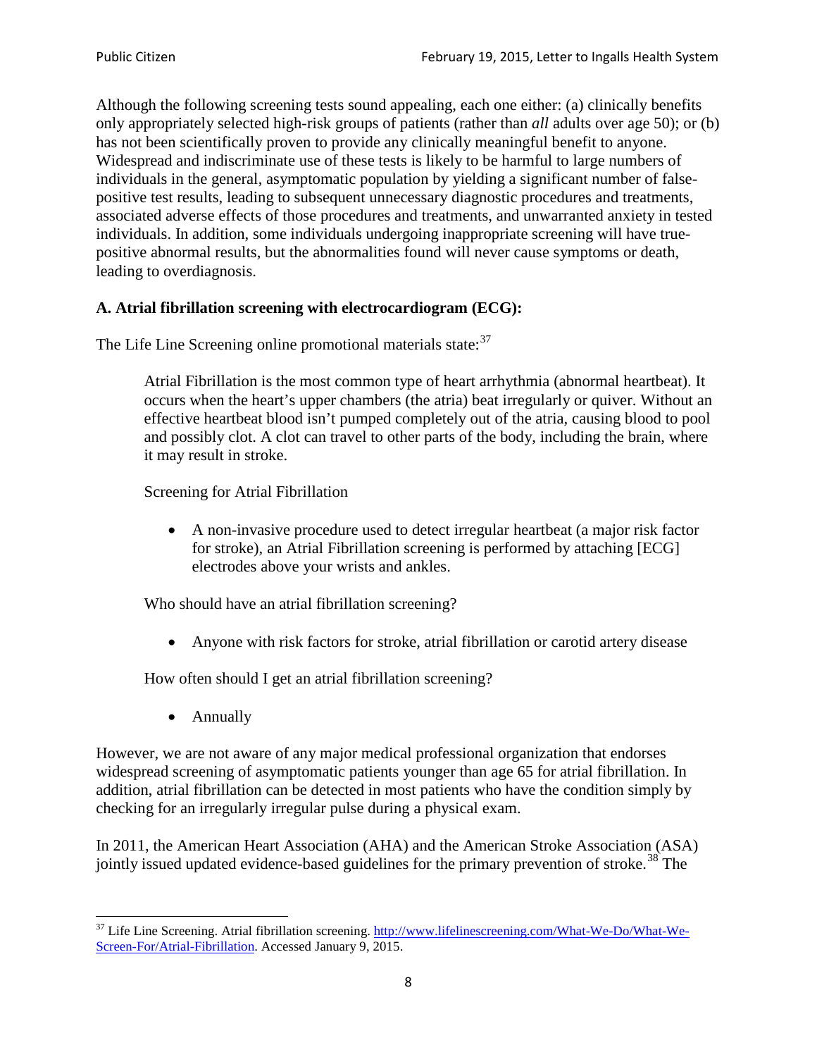Although the following screening tests sound appealing, each one either: (a) clinically benefits only appropriately selected high-risk groups of patients (rather than *all* adults over age 50); or (b) has not been scientifically proven to provide any clinically meaningful benefit to anyone. Widespread and indiscriminate use of these tests is likely to be harmful to large numbers of individuals in the general, asymptomatic population by yielding a significant number of false-positive test results, leading to subsequent unnecessary diagnostic procedures and treatments, associated adverse effects of those procedures and treatments, and unwarranted anxiety in tested individuals. In addition, some individuals undergoing inappropriate screening will have true-positive abnormal results, but the abnormalities found will never cause symptoms or death, leading to overdiagnosis.

**A. Atrial fibrillation screening with electrocardiogram (ECG):**

The Life Line Screening online promotional materials state:[37]

> Atrial Fibrillation is the most common type of heart arrhythmia (abnormal heartbeat). It occurs when the heart's upper chambers (the atria) beat irregularly or quiver. Without an effective heartbeat blood isn't pumped completely out of the atria, causing blood to pool and possibly clot. A clot can travel to other parts of the body, including the brain, where it may result in stroke.
>
> Screening for Atrial Fibrillation
>
> - A non-invasive procedure used to detect irregular heartbeat (a major risk factor for stroke), an Atrial Fibrillation screening is performed by attaching [ECG] electrodes above your wrists and ankles.
>
> Who should have an atrial fibrillation screening?
>
> - Anyone with risk factors for stroke, atrial fibrillation or carotid artery disease
>
> How often should I get an atrial fibrillation screening?
>
> - Annually

However, we are not aware of any major medical professional organization that endorses widespread screening of asymptomatic patients younger than age 65 for atrial fibrillation. In addition, atrial fibrillation can be detected in most patients who have the condition simply by checking for an irregularly irregular pulse during a physical exam.

In 2011, the American Heart Association (AHA) and the American Stroke Association (ASA) jointly issued updated evidence-based guidelines for the primary prevention of stroke.[38] The

---

[37] Life Line Screening. Atrial fibrillation screening. http://www.lifelinescreening.com/What-We-Do/What-We-Screen-For/Atrial-Fibrillation. Accessed January 9, 2015.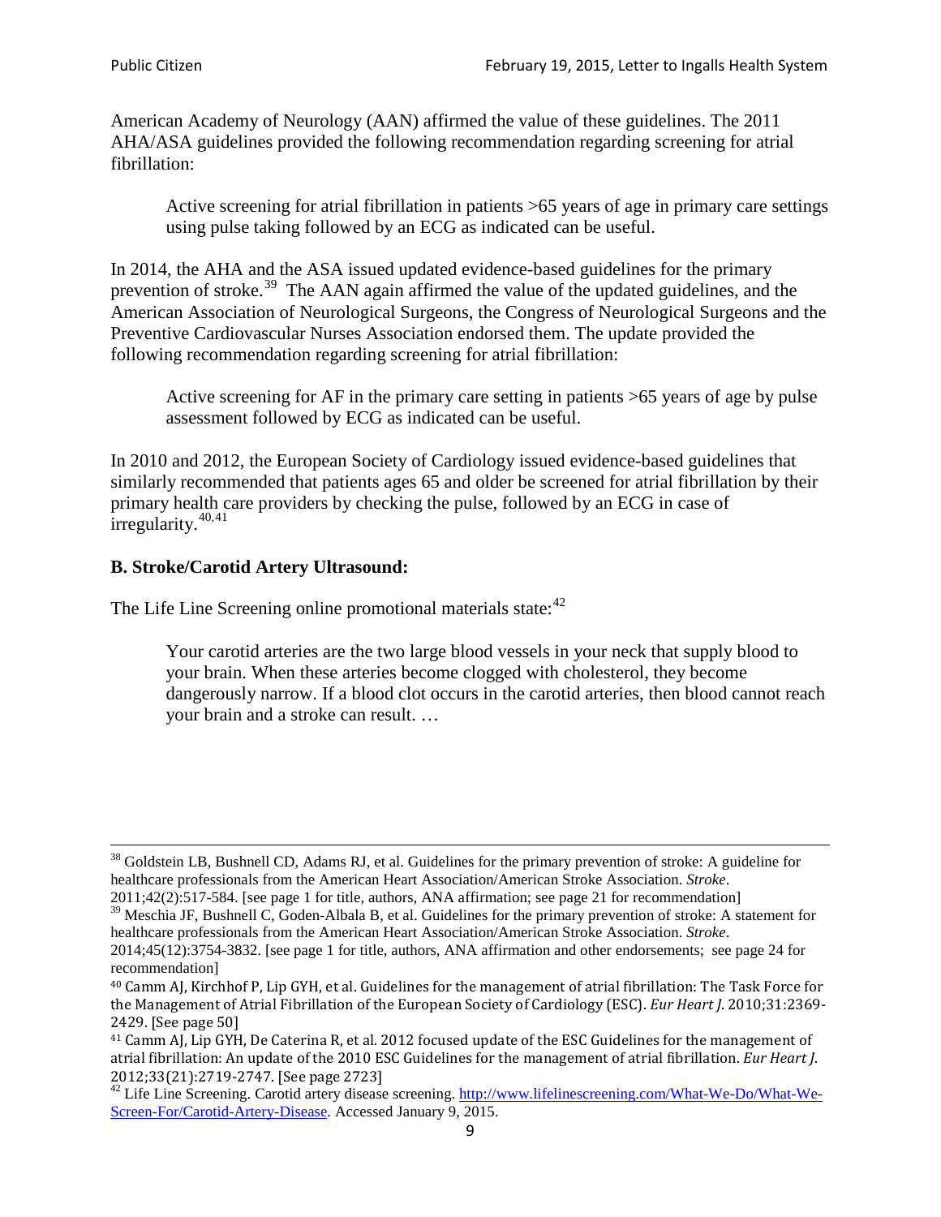American Academy of Neurology (AAN) affirmed the value of these guidelines. The 2011 AHA/ASA guidelines provided the following recommendation regarding screening for atrial fibrillation:

> Active screening for atrial fibrillation in patients >65 years of age in primary care settings using pulse taking followed by an ECG as indicated can be useful.

In 2014, the AHA and the ASA issued updated evidence-based guidelines for the primary prevention of stroke.[39] The AAN again affirmed the value of the updated guidelines, and the American Association of Neurological Surgeons, the Congress of Neurological Surgeons and the Preventive Cardiovascular Nurses Association endorsed them. The update provided the following recommendation regarding screening for atrial fibrillation:

> Active screening for AF in the primary care setting in patients >65 years of age by pulse assessment followed by ECG as indicated can be useful.

In 2010 and 2012, the European Society of Cardiology issued evidence-based guidelines that similarly recommended that patients ages 65 and older be screened for atrial fibrillation by their primary health care providers by checking the pulse, followed by an ECG in case of irregularity.[40,41]

**B. Stroke/Carotid Artery Ultrasound:**

The Life Line Screening online promotional materials state:[42]

> Your carotid arteries are the two large blood vessels in your neck that supply blood to your brain. When these arteries become clogged with cholesterol, they become dangerously narrow. If a blood clot occurs in the carotid arteries, then blood cannot reach your brain and a stroke can result. …

---

[38] Goldstein LB, Bushnell CD, Adams RJ, et al. Guidelines for the primary prevention of stroke: A guideline for healthcare professionals from the American Heart Association/American Stroke Association. *Stroke*. 2011;42(2):517-584. [see page 1 for title, authors, ANA affirmation; see page 21 for recommendation]

[39] Meschia JF, Bushnell C, Goden-Albala B, et al. Guidelines for the primary prevention of stroke: A statement for healthcare professionals from the American Heart Association/American Stroke Association. *Stroke*. 2014;45(12):3754-3832. [see page 1 for title, authors, ANA affirmation and other endorsements; see page 24 for recommendation]

[40] Camm AJ, Kirchhof P, Lip GYH, et al. Guidelines for the management of atrial fibrillation: The Task Force for the Management of Atrial Fibrillation of the European Society of Cardiology (ESC). *Eur Heart J*. 2010;31:2369-2429. [See page 50]

[41] Camm AJ, Lip GYH, De Caterina R, et al. 2012 focused update of the ESC Guidelines for the management of atrial fibrillation: An update of the 2010 ESC Guidelines for the management of atrial fibrillation. *Eur Heart J*. 2012;33(21):2719-2747. [See page 2723]

[42] Life Line Screening. Carotid artery disease screening. http://www.lifelinescreening.com/What-We-Do/What-We-Screen-For/Carotid-Artery-Disease. Accessed January 9, 2015.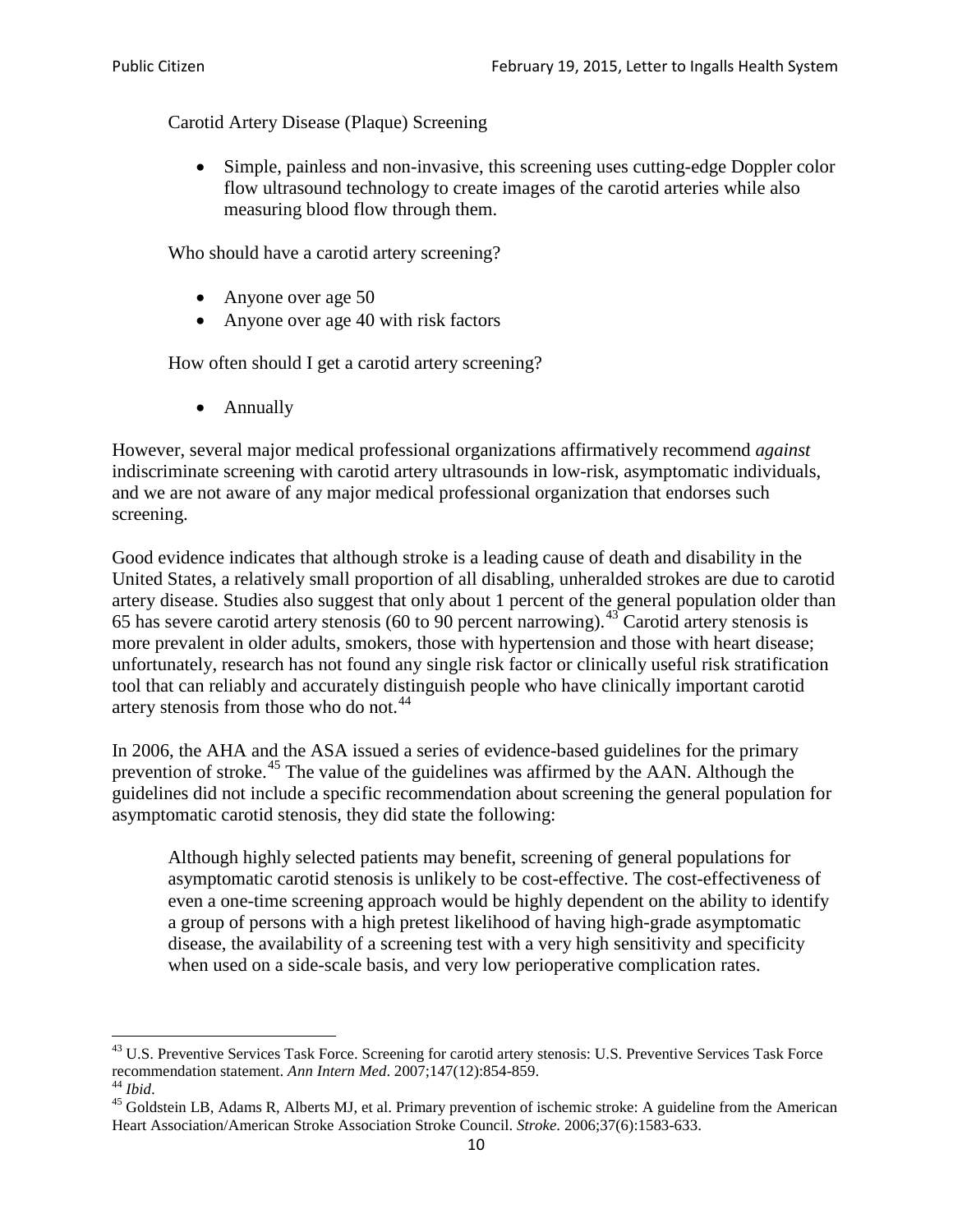Carotid Artery Disease (Plaque) Screening

- Simple, painless and non-invasive, this screening uses cutting-edge Doppler color flow ultrasound technology to create images of the carotid arteries while also measuring blood flow through them.

Who should have a carotid artery screening?

- Anyone over age 50
- Anyone over age 40 with risk factors

How often should I get a carotid artery screening?

- Annually

However, several major medical professional organizations affirmatively recommend *against* indiscriminate screening with carotid artery ultrasounds in low-risk, asymptomatic individuals, and we are not aware of any major medical professional organization that endorses such screening.

Good evidence indicates that although stroke is a leading cause of death and disability in the United States, a relatively small proportion of all disabling, unheralded strokes are due to carotid artery disease. Studies also suggest that only about 1 percent of the general population older than 65 has severe carotid artery stenosis (60 to 90 percent narrowing).[43] Carotid artery stenosis is more prevalent in older adults, smokers, those with hypertension and those with heart disease; unfortunately, research has not found any single risk factor or clinically useful risk stratification tool that can reliably and accurately distinguish people who have clinically important carotid artery stenosis from those who do not.[44]

In 2006, the AHA and the ASA issued a series of evidence-based guidelines for the primary prevention of stroke.[45] The value of the guidelines was affirmed by the AAN. Although the guidelines did not include a specific recommendation about screening the general population for asymptomatic carotid stenosis, they did state the following:

> Although highly selected patients may benefit, screening of general populations for asymptomatic carotid stenosis is unlikely to be cost-effective. The cost-effectiveness of even a one-time screening approach would be highly dependent on the ability to identify a group of persons with a high pretest likelihood of having high-grade asymptomatic disease, the availability of a screening test with a very high sensitivity and specificity when used on a side-scale basis, and very low perioperative complication rates.

---

[43] U.S. Preventive Services Task Force. Screening for carotid artery stenosis: U.S. Preventive Services Task Force recommendation statement. *Ann Intern Med*. 2007;147(12):854-859.

[44] *Ibid*.

[45] Goldstein LB, Adams R, Alberts MJ, et al. Primary prevention of ischemic stroke: A guideline from the American Heart Association/American Stroke Association Stroke Council. *Stroke*. 2006;37(6):1583-633.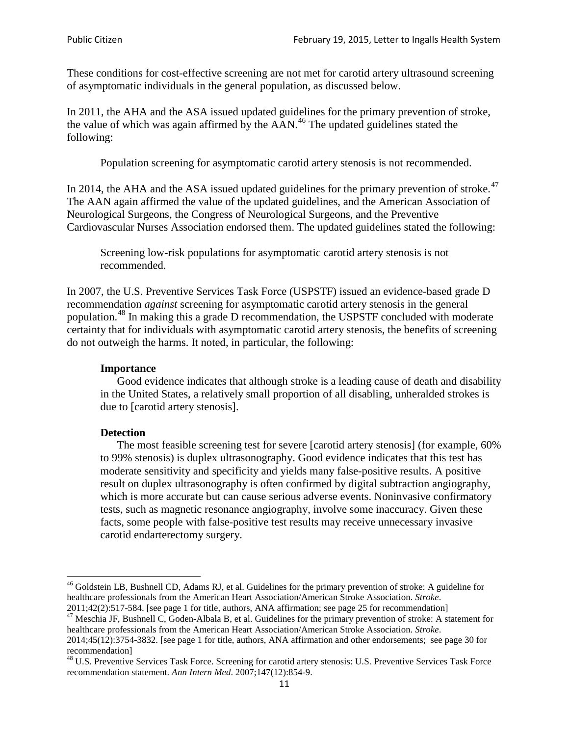These conditions for cost-effective screening are not met for carotid artery ultrasound screening of asymptomatic individuals in the general population, as discussed below.

In 2011, the AHA and the ASA issued updated guidelines for the primary prevention of stroke, the value of which was again affirmed by the AAN.[46] The updated guidelines stated the following:

> Population screening for asymptomatic carotid artery stenosis is not recommended.

In 2014, the AHA and the ASA issued updated guidelines for the primary prevention of stroke.[47] The AAN again affirmed the value of the updated guidelines, and the American Association of Neurological Surgeons, the Congress of Neurological Surgeons, and the Preventive Cardiovascular Nurses Association endorsed them. The updated guidelines stated the following:

> Screening low-risk populations for asymptomatic carotid artery stenosis is not recommended.

In 2007, the U.S. Preventive Services Task Force (USPSTF) issued an evidence-based grade D recommendation *against* screening for asymptomatic carotid artery stenosis in the general population.[48] In making this a grade D recommendation, the USPSTF concluded with moderate certainty that for individuals with asymptomatic carotid artery stenosis, the benefits of screening do not outweigh the harms. It noted, in particular, the following:

> **Importance**
>
> Good evidence indicates that although stroke is a leading cause of death and disability in the United States, a relatively small proportion of all disabling, unheralded strokes is due to [carotid artery stenosis].
>
> **Detection**
>
> The most feasible screening test for severe [carotid artery stenosis] (for example, 60% to 99% stenosis) is duplex ultrasonography. Good evidence indicates that this test has moderate sensitivity and specificity and yields many false-positive results. A positive result on duplex ultrasonography is often confirmed by digital subtraction angiography, which is more accurate but can cause serious adverse events. Noninvasive confirmatory tests, such as magnetic resonance angiography, involve some inaccuracy. Given these facts, some people with false-positive test results may receive unnecessary invasive carotid endarterectomy surgery.

---

[46] Goldstein LB, Bushnell CD, Adams RJ, et al. Guidelines for the primary prevention of stroke: A guideline for healthcare professionals from the American Heart Association/American Stroke Association. *Stroke*. 2011;42(2):517-584. [see page 1 for title, authors, ANA affirmation; see page 25 for recommendation]

[47] Meschia JF, Bushnell C, Goden-Albala B, et al. Guidelines for the primary prevention of stroke: A statement for healthcare professionals from the American Heart Association/American Stroke Association. *Stroke*. 2014;45(12):3754-3832. [see page 1 for title, authors, ANA affirmation and other endorsements; see page 30 for recommendation]

[48] U.S. Preventive Services Task Force. Screening for carotid artery stenosis: U.S. Preventive Services Task Force recommendation statement. *Ann Intern Med*. 2007;147(12):854-9.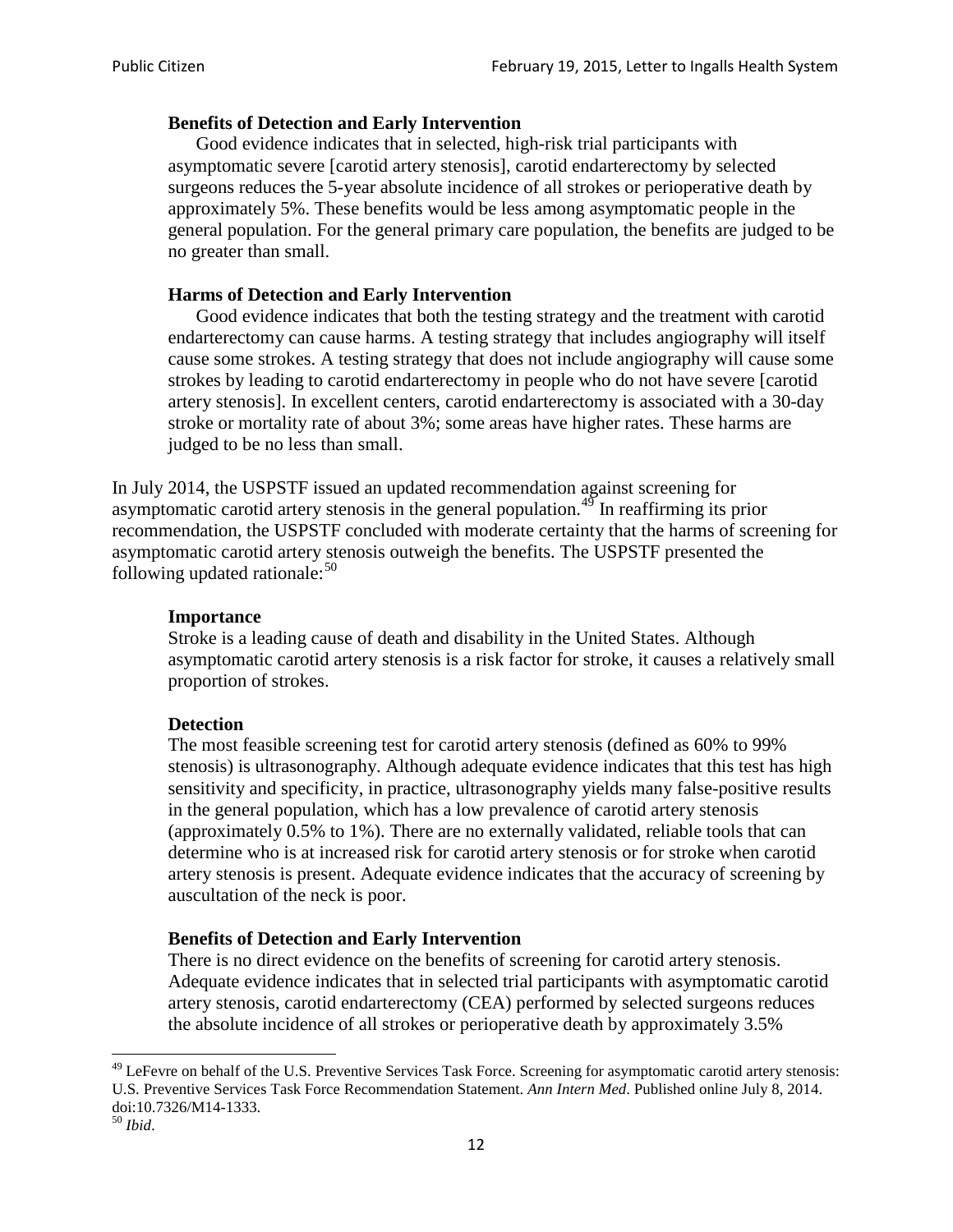**Benefits of Detection and Early Intervention**

Good evidence indicates that in selected, high-risk trial participants with asymptomatic severe [carotid artery stenosis], carotid endarterectomy by selected surgeons reduces the 5-year absolute incidence of all strokes or perioperative death by approximately 5%. These benefits would be less among asymptomatic people in the general population. For the general primary care population, the benefits are judged to be no greater than small.

**Harms of Detection and Early Intervention**

Good evidence indicates that both the testing strategy and the treatment with carotid endarterectomy can cause harms. A testing strategy that includes angiography will itself cause some strokes. A testing strategy that does not include angiography will cause some strokes by leading to carotid endarterectomy in people who do not have severe [carotid artery stenosis]. In excellent centers, carotid endarterectomy is associated with a 30-day stroke or mortality rate of about 3%; some areas have higher rates. These harms are judged to be no less than small.

In July 2014, the USPSTF issued an updated recommendation against screening for asymptomatic carotid artery stenosis in the general population.[49] In reaffirming its prior recommendation, the USPSTF concluded with moderate certainty that the harms of screening for asymptomatic carotid artery stenosis outweigh the benefits. The USPSTF presented the following updated rationale:[50]

**Importance**

Stroke is a leading cause of death and disability in the United States. Although asymptomatic carotid artery stenosis is a risk factor for stroke, it causes a relatively small proportion of strokes.

**Detection**

The most feasible screening test for carotid artery stenosis (defined as 60% to 99% stenosis) is ultrasonography. Although adequate evidence indicates that this test has high sensitivity and specificity, in practice, ultrasonography yields many false-positive results in the general population, which has a low prevalence of carotid artery stenosis (approximately 0.5% to 1%). There are no externally validated, reliable tools that can determine who is at increased risk for carotid artery stenosis or for stroke when carotid artery stenosis is present. Adequate evidence indicates that the accuracy of screening by auscultation of the neck is poor.

**Benefits of Detection and Early Intervention**

There is no direct evidence on the benefits of screening for carotid artery stenosis. Adequate evidence indicates that in selected trial participants with asymptomatic carotid artery stenosis, carotid endarterectomy (CEA) performed by selected surgeons reduces the absolute incidence of all strokes or perioperative death by approximately 3.5%

---

[49] LeFevre on behalf of the U.S. Preventive Services Task Force. Screening for asymptomatic carotid artery stenosis: U.S. Preventive Services Task Force Recommendation Statement. *Ann Intern Med*. Published online July 8, 2014. doi:10.7326/M14-1333.

[50] *Ibid*.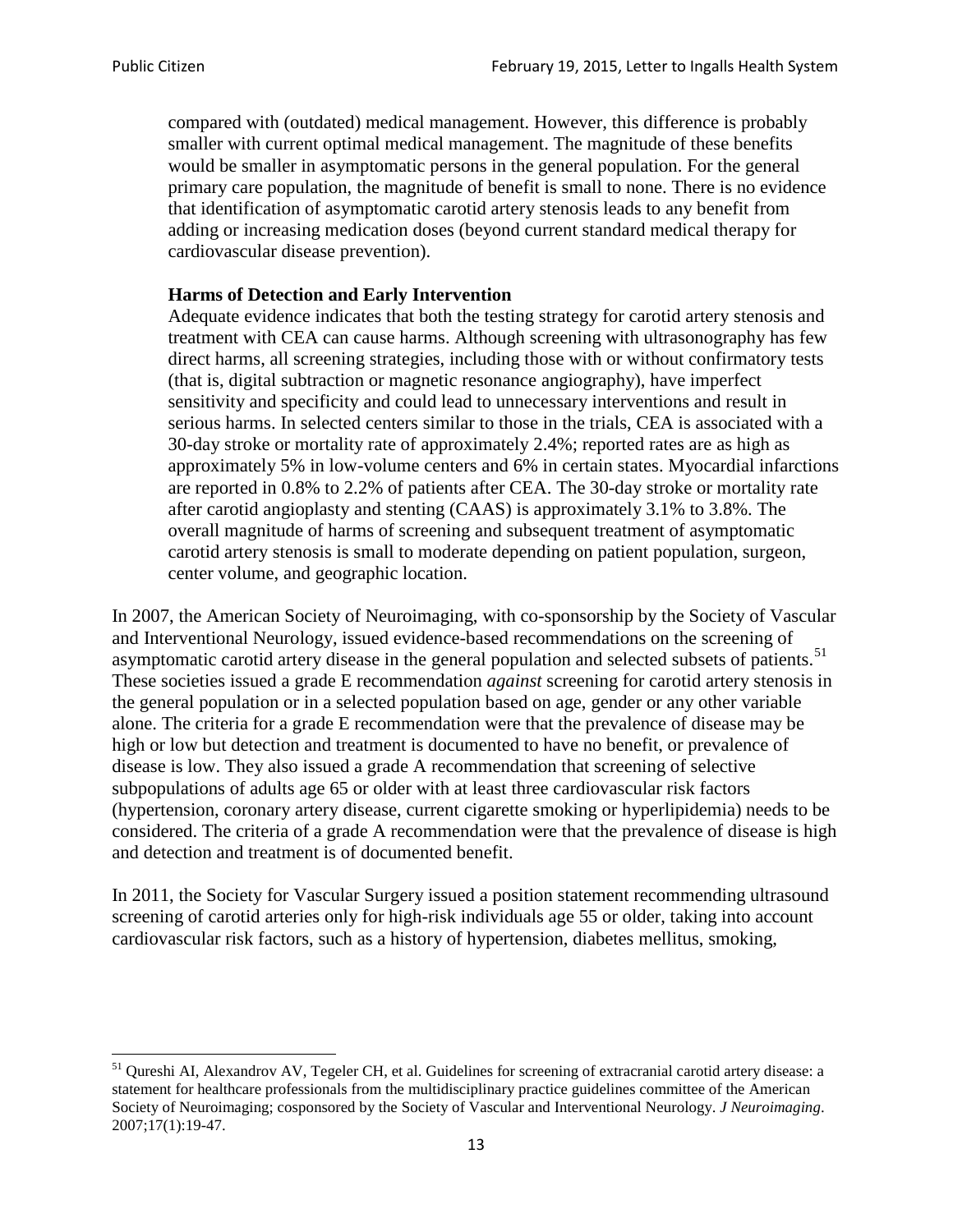> compared with (outdated) medical management. However, this difference is probably smaller with current optimal medical management. The magnitude of these benefits would be smaller in asymptomatic persons in the general population. For the general primary care population, the magnitude of benefit is small to none. There is no evidence that identification of asymptomatic carotid artery stenosis leads to any benefit from adding or increasing medication doses (beyond current standard medical therapy for cardiovascular disease prevention).
>
> **Harms of Detection and Early Intervention**
> Adequate evidence indicates that both the testing strategy for carotid artery stenosis and treatment with CEA can cause harms. Although screening with ultrasonography has few direct harms, all screening strategies, including those with or without confirmatory tests (that is, digital subtraction or magnetic resonance angiography), have imperfect sensitivity and specificity and could lead to unnecessary interventions and result in serious harms. In selected centers similar to those in the trials, CEA is associated with a 30-day stroke or mortality rate of approximately 2.4%; reported rates are as high as approximately 5% in low-volume centers and 6% in certain states. Myocardial infarctions are reported in 0.8% to 2.2% of patients after CEA. The 30-day stroke or mortality rate after carotid angioplasty and stenting (CAAS) is approximately 3.1% to 3.8%. The overall magnitude of harms of screening and subsequent treatment of asymptomatic carotid artery stenosis is small to moderate depending on patient population, surgeon, center volume, and geographic location.

In 2007, the American Society of Neuroimaging, with co-sponsorship by the Society of Vascular and Interventional Neurology, issued evidence-based recommendations on the screening of asymptomatic carotid artery disease in the general population and selected subsets of patients.[51] These societies issued a grade E recommendation *against* screening for carotid artery stenosis in the general population or in a selected population based on age, gender or any other variable alone. The criteria for a grade E recommendation were that the prevalence of disease may be high or low but detection and treatment is documented to have no benefit, or prevalence of disease is low. They also issued a grade A recommendation that screening of selective subpopulations of adults age 65 or older with at least three cardiovascular risk factors (hypertension, coronary artery disease, current cigarette smoking or hyperlipidemia) needs to be considered. The criteria of a grade A recommendation were that the prevalence of disease is high and detection and treatment is of documented benefit.

In 2011, the Society for Vascular Surgery issued a position statement recommending ultrasound screening of carotid arteries only for high-risk individuals age 55 or older, taking into account cardiovascular risk factors, such as a history of hypertension, diabetes mellitus, smoking,

---

[51] Qureshi AI, Alexandrov AV, Tegeler CH, et al. Guidelines for screening of extracranial carotid artery disease: a statement for healthcare professionals from the multidisciplinary practice guidelines committee of the American Society of Neuroimaging; cosponsored by the Society of Vascular and Interventional Neurology. *J Neuroimaging*. 2007;17(1):19-47.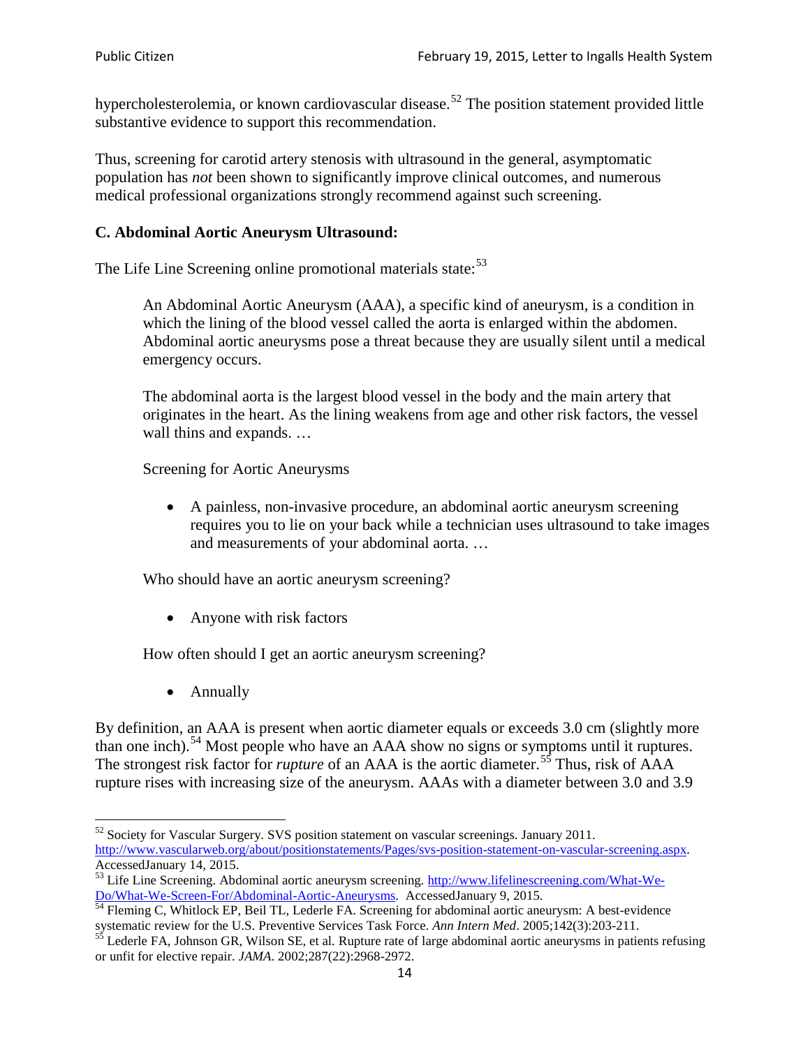hypercholesterolemia, or known cardiovascular disease.[52] The position statement provided little substantive evidence to support this recommendation.

Thus, screening for carotid artery stenosis with ultrasound in the general, asymptomatic population has *not* been shown to significantly improve clinical outcomes, and numerous medical professional organizations strongly recommend against such screening.

### C. Abdominal Aortic Aneurysm Ultrasound:

The Life Line Screening online promotional materials state:[53]

> An Abdominal Aortic Aneurysm (AAA), a specific kind of aneurysm, is a condition in which the lining of the blood vessel called the aorta is enlarged within the abdomen. Abdominal aortic aneurysms pose a threat because they are usually silent until a medical emergency occurs.
>
> The abdominal aorta is the largest blood vessel in the body and the main artery that originates in the heart. As the lining weakens from age and other risk factors, the vessel wall thins and expands. …
>
> Screening for Aortic Aneurysms
>
> - A painless, non-invasive procedure, an abdominal aortic aneurysm screening requires you to lie on your back while a technician uses ultrasound to take images and measurements of your abdominal aorta. …
>
> Who should have an aortic aneurysm screening?
>
> - Anyone with risk factors
>
> How often should I get an aortic aneurysm screening?
>
> - Annually

By definition, an AAA is present when aortic diameter equals or exceeds 3.0 cm (slightly more than one inch).[54] Most people who have an AAA show no signs or symptoms until it ruptures. The strongest risk factor for *rupture* of an AAA is the aortic diameter.[55] Thus, risk of AAA rupture rises with increasing size of the aneurysm. AAAs with a diameter between 3.0 and 3.9

---

[52] Society for Vascular Surgery. SVS position statement on vascular screenings. January 2011. http://www.vascularweb.org/about/positionstatements/Pages/svs-position-statement-on-vascular-screening.aspx. AccessedJanuary 14, 2015.

[53] Life Line Screening. Abdominal aortic aneurysm screening. http://www.lifelinescreening.com/What-We-Do/What-We-Screen-For/Abdominal-Aortic-Aneurysms. AccessedJanuary 9, 2015.

[54] Fleming C, Whitlock EP, Beil TL, Lederle FA. Screening for abdominal aortic aneurysm: A best-evidence systematic review for the U.S. Preventive Services Task Force. *Ann Intern Med*. 2005;142(3):203-211.

[55] Lederle FA, Johnson GR, Wilson SE, et al. Rupture rate of large abdominal aortic aneurysms in patients refusing or unfit for elective repair. *JAMA*. 2002;287(22):2968-2972.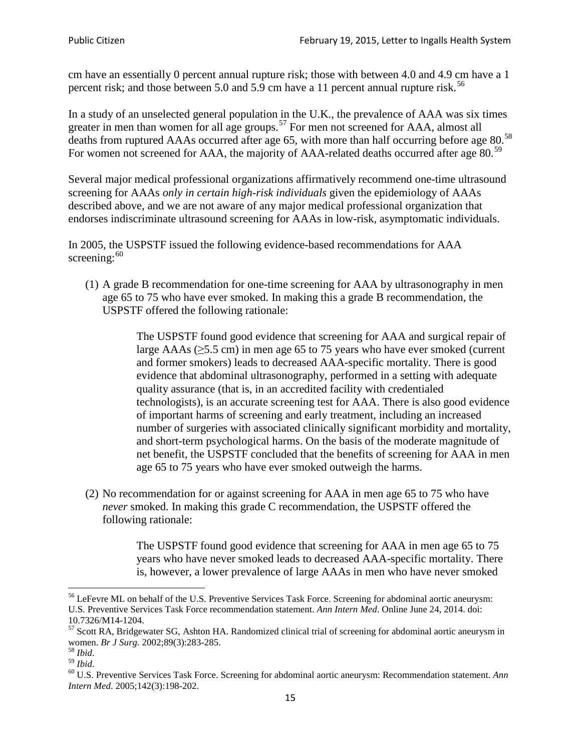cm have an essentially 0 percent annual rupture risk; those with between 4.0 and 4.9 cm have a 1 percent risk; and those between 5.0 and 5.9 cm have a 11 percent annual rupture risk.[56]

In a study of an unselected general population in the U.K., the prevalence of AAA was six times greater in men than women for all age groups.[57] For men not screened for AAA, almost all deaths from ruptured AAAs occurred after age 65, with more than half occurring before age 80.[58] For women not screened for AAA, the majority of AAA-related deaths occurred after age 80.[59]

Several major medical professional organizations affirmatively recommend one-time ultrasound screening for AAAs *only in certain high-risk individuals* given the epidemiology of AAAs described above, and we are not aware of any major medical professional organization that endorses indiscriminate ultrasound screening for AAAs in low-risk, asymptomatic individuals.

In 2005, the USPSTF issued the following evidence-based recommendations for AAA screening:[60]

(1) A grade B recommendation for one-time screening for AAA by ultrasonography in men age 65 to 75 who have ever smoked. In making this a grade B recommendation, the USPSTF offered the following rationale:

> The USPSTF found good evidence that screening for AAA and surgical repair of large AAAs (≥5.5 cm) in men age 65 to 75 years who have ever smoked (current and former smokers) leads to decreased AAA-specific mortality. There is good evidence that abdominal ultrasonography, performed in a setting with adequate quality assurance (that is, in an accredited facility with credentialed technologists), is an accurate screening test for AAA. There is also good evidence of important harms of screening and early treatment, including an increased number of surgeries with associated clinically significant morbidity and mortality, and short-term psychological harms. On the basis of the moderate magnitude of net benefit, the USPSTF concluded that the benefits of screening for AAA in men age 65 to 75 years who have ever smoked outweigh the harms.

(2) No recommendation for or against screening for AAA in men age 65 to 75 who have *never* smoked. In making this grade C recommendation, the USPSTF offered the following rationale:

> The USPSTF found good evidence that screening for AAA in men age 65 to 75 years who have never smoked leads to decreased AAA-specific mortality. There is, however, a lower prevalence of large AAAs in men who have never smoked

---

[56] LeFevre ML on behalf of the U.S. Preventive Services Task Force. Screening for abdominal aortic aneurysm: U.S. Preventive Services Task Force recommendation statement. *Ann Intern Med*. Online June 24, 2014. doi: 10.7326/M14-1204.

[57] Scott RA, Bridgewater SG, Ashton HA. Randomized clinical trial of screening for abdominal aortic aneurysm in women. *Br J Surg.* 2002;89(3):283-285.

[58] *Ibid*.

[59] *Ibid*.

[60] U.S. Preventive Services Task Force. Screening for abdominal aortic aneurysm: Recommendation statement. *Ann Intern Med*. 2005;142(3):198-202.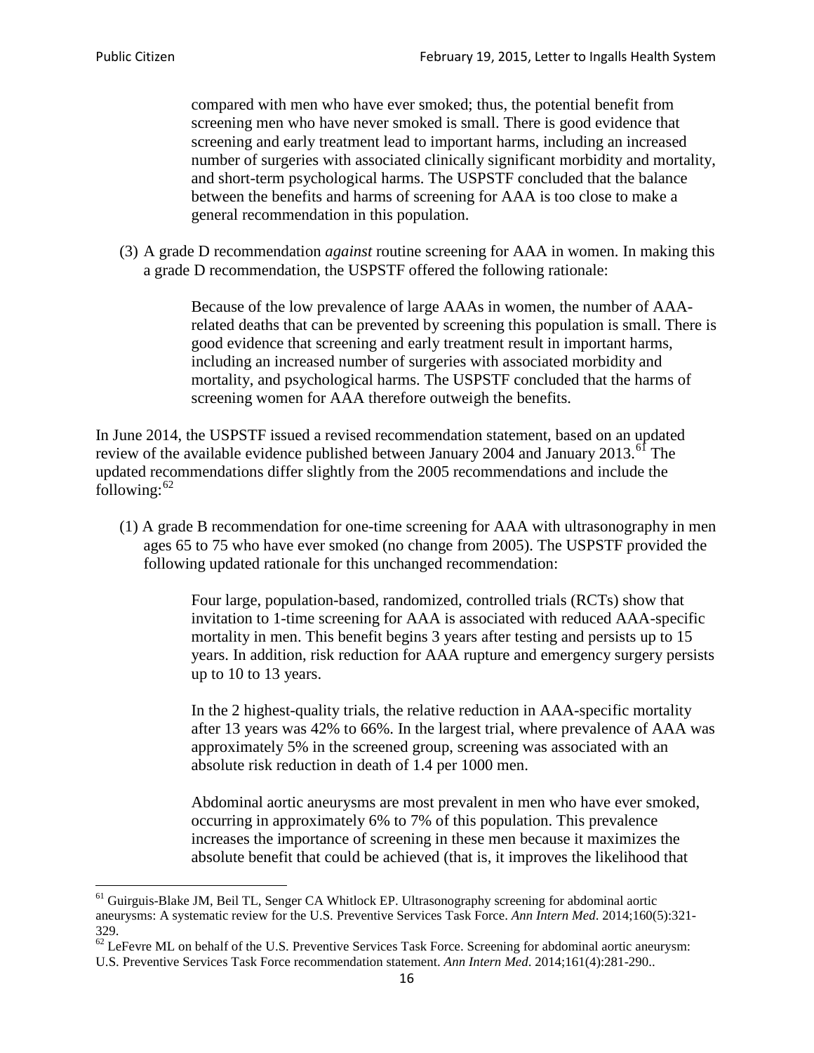> compared with men who have ever smoked; thus, the potential benefit from screening men who have never smoked is small. There is good evidence that screening and early treatment lead to important harms, including an increased number of surgeries with associated clinically significant morbidity and mortality, and short-term psychological harms. The USPSTF concluded that the balance between the benefits and harms of screening for AAA is too close to make a general recommendation in this population.

(3) A grade D recommendation *against* routine screening for AAA in women. In making this a grade D recommendation, the USPSTF offered the following rationale:

> Because of the low prevalence of large AAAs in women, the number of AAA-related deaths that can be prevented by screening this population is small. There is good evidence that screening and early treatment result in important harms, including an increased number of surgeries with associated morbidity and mortality, and psychological harms. The USPSTF concluded that the harms of screening women for AAA therefore outweigh the benefits.

In June 2014, the USPSTF issued a revised recommendation statement, based on an updated review of the available evidence published between January 2004 and January 2013.[61] The updated recommendations differ slightly from the 2005 recommendations and include the following:[62]

(1) A grade B recommendation for one-time screening for AAA with ultrasonography in men ages 65 to 75 who have ever smoked (no change from 2005). The USPSTF provided the following updated rationale for this unchanged recommendation:

> Four large, population-based, randomized, controlled trials (RCTs) show that invitation to 1-time screening for AAA is associated with reduced AAA-specific mortality in men. This benefit begins 3 years after testing and persists up to 15 years. In addition, risk reduction for AAA rupture and emergency surgery persists up to 10 to 13 years.
>
> In the 2 highest-quality trials, the relative reduction in AAA-specific mortality after 13 years was 42% to 66%. In the largest trial, where prevalence of AAA was approximately 5% in the screened group, screening was associated with an absolute risk reduction in death of 1.4 per 1000 men.
>
> Abdominal aortic aneurysms are most prevalent in men who have ever smoked, occurring in approximately 6% to 7% of this population. This prevalence increases the importance of screening in these men because it maximizes the absolute benefit that could be achieved (that is, it improves the likelihood that

---

[61] Guirguis-Blake JM, Beil TL, Senger CA Whitlock EP. Ultrasonography screening for abdominal aortic aneurysms: A systematic review for the U.S. Preventive Services Task Force. *Ann Intern Med*. 2014;160(5):321-329.

[62] LeFevre ML on behalf of the U.S. Preventive Services Task Force. Screening for abdominal aortic aneurysm: U.S. Preventive Services Task Force recommendation statement. *Ann Intern Med*. 2014;161(4):281-290..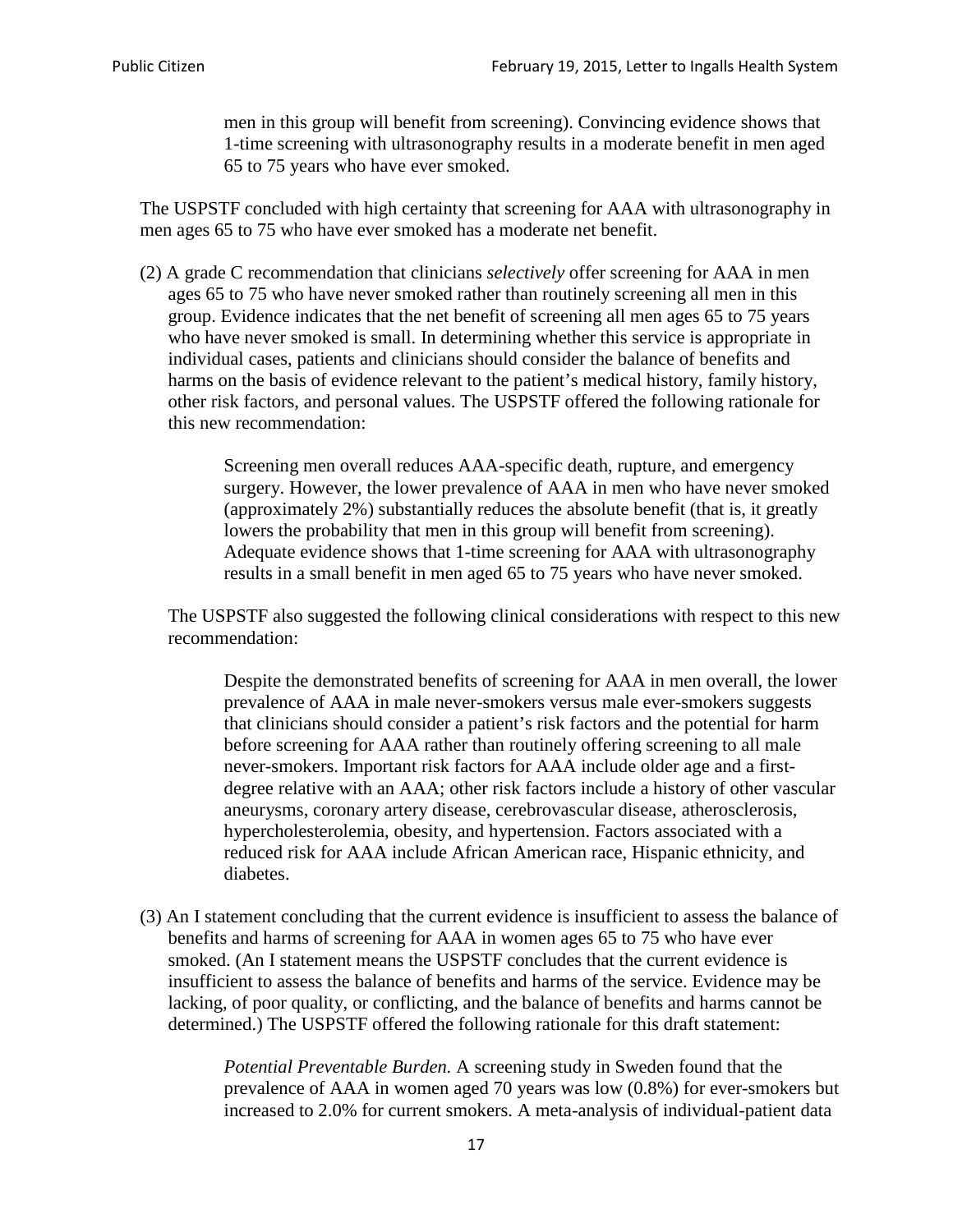> men in this group will benefit from screening). Convincing evidence shows that 1-time screening with ultrasonography results in a moderate benefit in men aged 65 to 75 years who have ever smoked.

The USPSTF concluded with high certainty that screening for AAA with ultrasonography in men ages 65 to 75 who have ever smoked has a moderate net benefit.

(2) A grade C recommendation that clinicians *selectively* offer screening for AAA in men ages 65 to 75 who have never smoked rather than routinely screening all men in this group. Evidence indicates that the net benefit of screening all men ages 65 to 75 years who have never smoked is small. In determining whether this service is appropriate in individual cases, patients and clinicians should consider the balance of benefits and harms on the basis of evidence relevant to the patient's medical history, family history, other risk factors, and personal values. The USPSTF offered the following rationale for this new recommendation:

> Screening men overall reduces AAA-specific death, rupture, and emergency surgery. However, the lower prevalence of AAA in men who have never smoked (approximately 2%) substantially reduces the absolute benefit (that is, it greatly lowers the probability that men in this group will benefit from screening). Adequate evidence shows that 1-time screening for AAA with ultrasonography results in a small benefit in men aged 65 to 75 years who have never smoked.

The USPSTF also suggested the following clinical considerations with respect to this new recommendation:

> Despite the demonstrated benefits of screening for AAA in men overall, the lower prevalence of AAA in male never-smokers versus male ever-smokers suggests that clinicians should consider a patient's risk factors and the potential for harm before screening for AAA rather than routinely offering screening to all male never-smokers. Important risk factors for AAA include older age and a first-degree relative with an AAA; other risk factors include a history of other vascular aneurysms, coronary artery disease, cerebrovascular disease, atherosclerosis, hypercholesterolemia, obesity, and hypertension. Factors associated with a reduced risk for AAA include African American race, Hispanic ethnicity, and diabetes.

(3) An I statement concluding that the current evidence is insufficient to assess the balance of benefits and harms of screening for AAA in women ages 65 to 75 who have ever smoked. (An I statement means the USPSTF concludes that the current evidence is insufficient to assess the balance of benefits and harms of the service. Evidence may be lacking, of poor quality, or conflicting, and the balance of benefits and harms cannot be determined.) The USPSTF offered the following rationale for this draft statement:

> *Potential Preventable Burden.* A screening study in Sweden found that the prevalence of AAA in women aged 70 years was low (0.8%) for ever-smokers but increased to 2.0% for current smokers. A meta-analysis of individual-patient data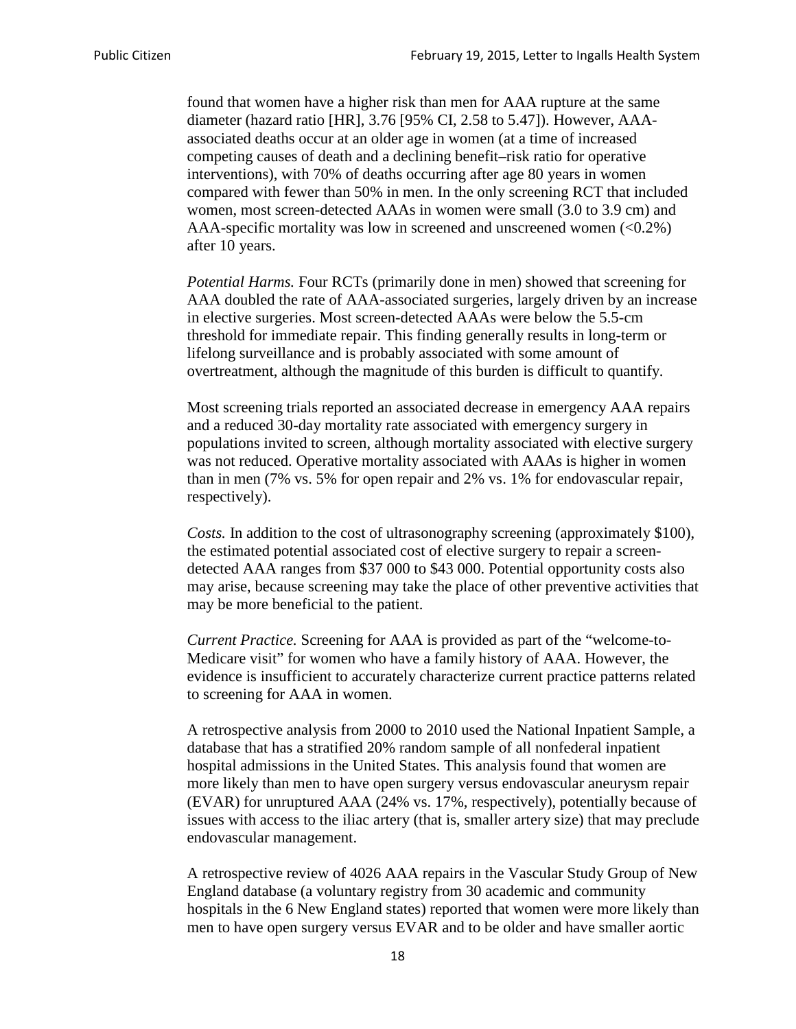found that women have a higher risk than men for AAA rupture at the same diameter (hazard ratio [HR], 3.76 [95% CI, 2.58 to 5.47]). However, AAA-associated deaths occur at an older age in women (at a time of increased competing causes of death and a declining benefit–risk ratio for operative interventions), with 70% of deaths occurring after age 80 years in women compared with fewer than 50% in men. In the only screening RCT that included women, most screen-detected AAAs in women were small (3.0 to 3.9 cm) and AAA-specific mortality was low in screened and unscreened women (<0.2%) after 10 years.

*Potential Harms.* Four RCTs (primarily done in men) showed that screening for AAA doubled the rate of AAA-associated surgeries, largely driven by an increase in elective surgeries. Most screen-detected AAAs were below the 5.5-cm threshold for immediate repair. This finding generally results in long-term or lifelong surveillance and is probably associated with some amount of overtreatment, although the magnitude of this burden is difficult to quantify.

Most screening trials reported an associated decrease in emergency AAA repairs and a reduced 30-day mortality rate associated with emergency surgery in populations invited to screen, although mortality associated with elective surgery was not reduced. Operative mortality associated with AAAs is higher in women than in men (7% vs. 5% for open repair and 2% vs. 1% for endovascular repair, respectively).

*Costs.* In addition to the cost of ultrasonography screening (approximately $100), the estimated potential associated cost of elective surgery to repair a screen-detected AAA ranges from $37 000 to $43 000. Potential opportunity costs also may arise, because screening may take the place of other preventive activities that may be more beneficial to the patient.

*Current Practice.* Screening for AAA is provided as part of the "welcome-to-Medicare visit" for women who have a family history of AAA. However, the evidence is insufficient to accurately characterize current practice patterns related to screening for AAA in women.

A retrospective analysis from 2000 to 2010 used the National Inpatient Sample, a database that has a stratified 20% random sample of all nonfederal inpatient hospital admissions in the United States. This analysis found that women are more likely than men to have open surgery versus endovascular aneurysm repair (EVAR) for unruptured AAA (24% vs. 17%, respectively), potentially because of issues with access to the iliac artery (that is, smaller artery size) that may preclude endovascular management.

A retrospective review of 4026 AAA repairs in the Vascular Study Group of New England database (a voluntary registry from 30 academic and community hospitals in the 6 New England states) reported that women were more likely than men to have open surgery versus EVAR and to be older and have smaller aortic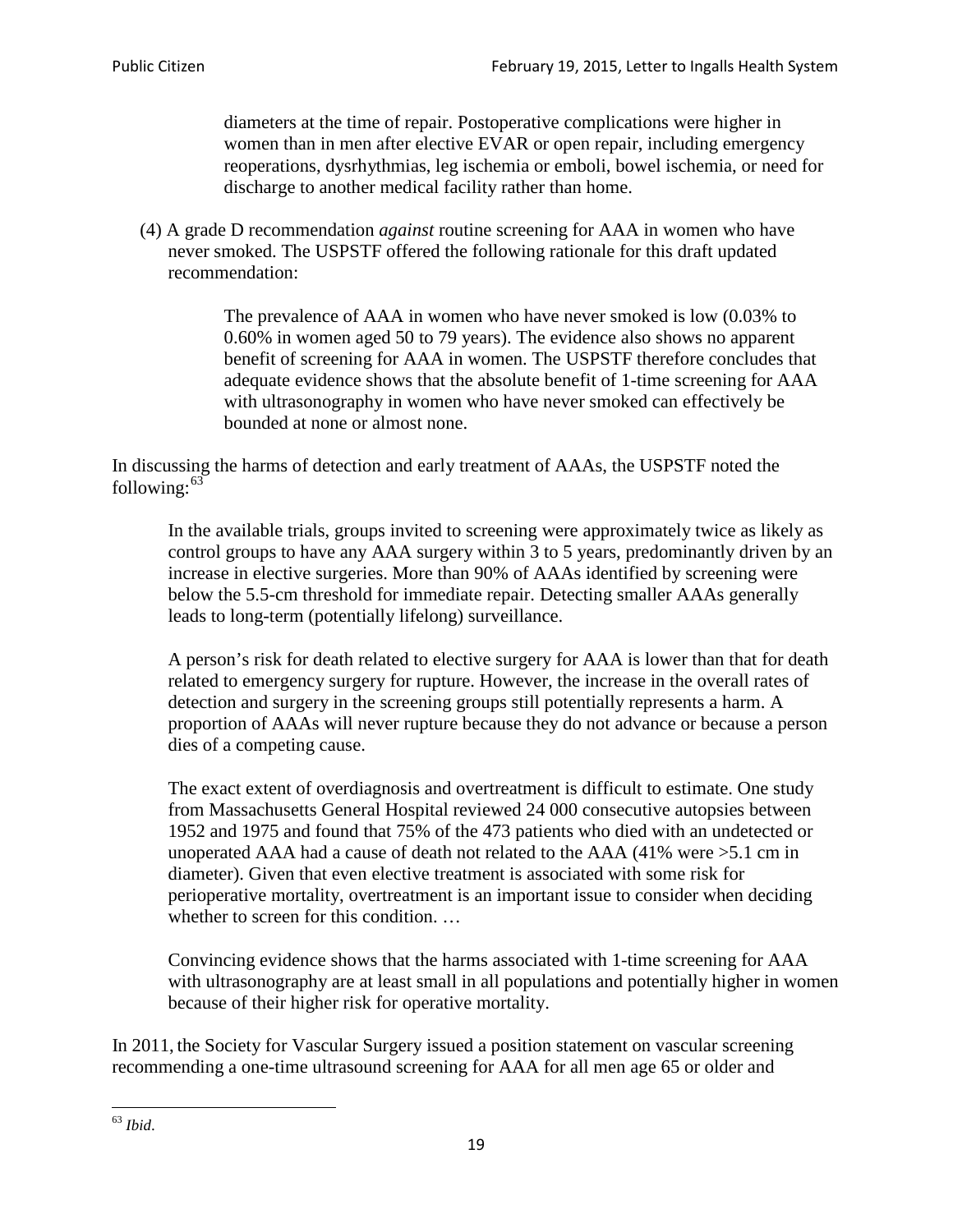> diameters at the time of repair. Postoperative complications were higher in women than in men after elective EVAR or open repair, including emergency reoperations, dysrhythmias, leg ischemia or emboli, bowel ischemia, or need for discharge to another medical facility rather than home.

(4) A grade D recommendation *against* routine screening for AAA in women who have never smoked. The USPSTF offered the following rationale for this draft updated recommendation:

> The prevalence of AAA in women who have never smoked is low (0.03% to 0.60% in women aged 50 to 79 years). The evidence also shows no apparent benefit of screening for AAA in women. The USPSTF therefore concludes that adequate evidence shows that the absolute benefit of 1-time screening for AAA with ultrasonography in women who have never smoked can effectively be bounded at none or almost none.

In discussing the harms of detection and early treatment of AAAs, the USPSTF noted the following:[63]

> In the available trials, groups invited to screening were approximately twice as likely as control groups to have any AAA surgery within 3 to 5 years, predominantly driven by an increase in elective surgeries. More than 90% of AAAs identified by screening were below the 5.5-cm threshold for immediate repair. Detecting smaller AAAs generally leads to long-term (potentially lifelong) surveillance.
>
> A person's risk for death related to elective surgery for AAA is lower than that for death related to emergency surgery for rupture. However, the increase in the overall rates of detection and surgery in the screening groups still potentially represents a harm. A proportion of AAAs will never rupture because they do not advance or because a person dies of a competing cause.
>
> The exact extent of overdiagnosis and overtreatment is difficult to estimate. One study from Massachusetts General Hospital reviewed 24 000 consecutive autopsies between 1952 and 1975 and found that 75% of the 473 patients who died with an undetected or unoperated AAA had a cause of death not related to the AAA (41% were >5.1 cm in diameter). Given that even elective treatment is associated with some risk for perioperative mortality, overtreatment is an important issue to consider when deciding whether to screen for this condition. …
>
> Convincing evidence shows that the harms associated with 1-time screening for AAA with ultrasonography are at least small in all populations and potentially higher in women because of their higher risk for operative mortality.

In 2011, the Society for Vascular Surgery issued a position statement on vascular screening recommending a one-time ultrasound screening for AAA for all men age 65 or older and

[63] *Ibid*.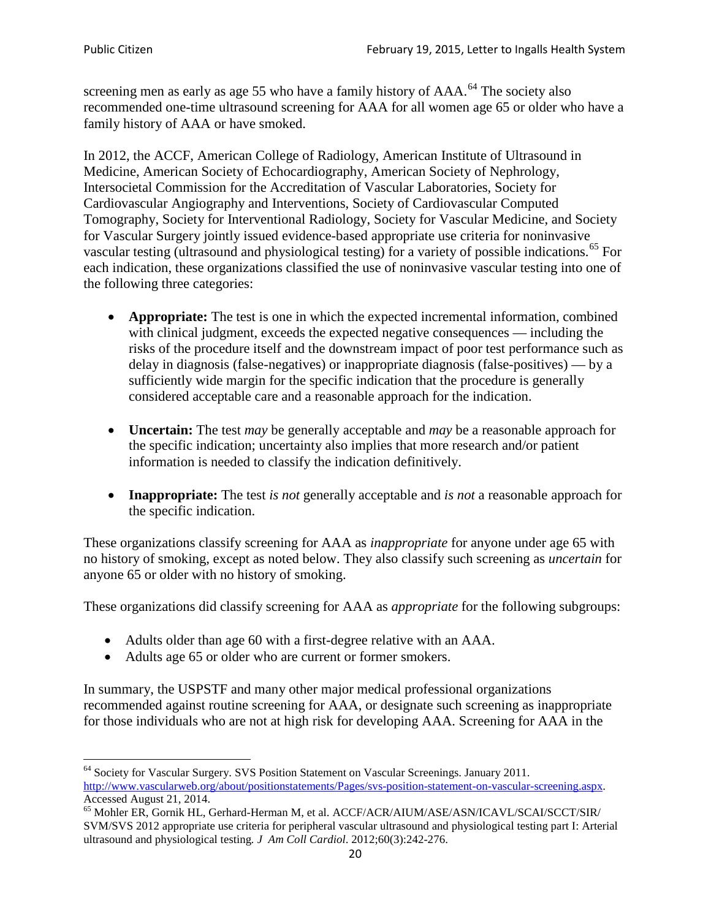screening men as early as age 55 who have a family history of AAA.[64] The society also recommended one-time ultrasound screening for AAA for all women age 65 or older who have a family history of AAA or have smoked.

In 2012, the ACCF, American College of Radiology, American Institute of Ultrasound in Medicine, American Society of Echocardiography, American Society of Nephrology, Intersocietal Commission for the Accreditation of Vascular Laboratories, Society for Cardiovascular Angiography and Interventions, Society of Cardiovascular Computed Tomography, Society for Interventional Radiology, Society for Vascular Medicine, and Society for Vascular Surgery jointly issued evidence-based appropriate use criteria for noninvasive vascular testing (ultrasound and physiological testing) for a variety of possible indications.[65] For each indication, these organizations classified the use of noninvasive vascular testing into one of the following three categories:

- **Appropriate:** The test is one in which the expected incremental information, combined with clinical judgment, exceeds the expected negative consequences — including the risks of the procedure itself and the downstream impact of poor test performance such as delay in diagnosis (false-negatives) or inappropriate diagnosis (false-positives) — by a sufficiently wide margin for the specific indication that the procedure is generally considered acceptable care and a reasonable approach for the indication.

- **Uncertain:** The test *may* be generally acceptable and *may* be a reasonable approach for the specific indication; uncertainty also implies that more research and/or patient information is needed to classify the indication definitively.

- **Inappropriate:** The test *is not* generally acceptable and *is not* a reasonable approach for the specific indication.

These organizations classify screening for AAA as *inappropriate* for anyone under age 65 with no history of smoking, except as noted below. They also classify such screening as *uncertain* for anyone 65 or older with no history of smoking.

These organizations did classify screening for AAA as *appropriate* for the following subgroups:

- Adults older than age 60 with a first-degree relative with an AAA.
- Adults age 65 or older who are current or former smokers.

In summary, the USPSTF and many other major medical professional organizations recommended against routine screening for AAA, or designate such screening as inappropriate for those individuals who are not at high risk for developing AAA. Screening for AAA in the

---

[64] Society for Vascular Surgery. SVS Position Statement on Vascular Screenings. January 2011. http://www.vascularweb.org/about/positionstatements/Pages/svs-position-statement-on-vascular-screening.aspx. Accessed August 21, 2014.

[65] Mohler ER, Gornik HL, Gerhard-Herman M, et al. ACCF/ACR/AIUM/ASE/ASN/ICAVL/SCAI/SCCT/SIR/SVM/SVS 2012 appropriate use criteria for peripheral vascular ultrasound and physiological testing part I: Arterial ultrasound and physiological testing. *J Am Coll Cardiol*. 2012;60(3):242-276.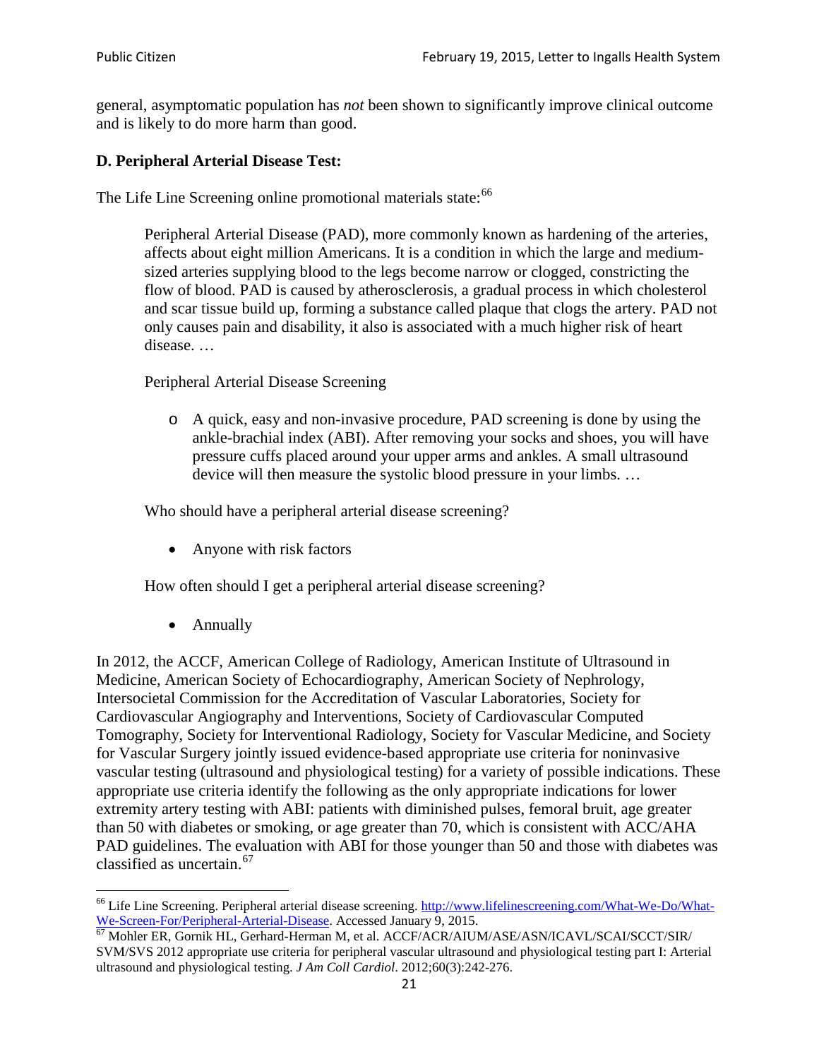general, asymptomatic population has *not* been shown to significantly improve clinical outcome and is likely to do more harm than good.

**D. Peripheral Arterial Disease Test:**

The Life Line Screening online promotional materials state:[66]

> Peripheral Arterial Disease (PAD), more commonly known as hardening of the arteries, affects about eight million Americans. It is a condition in which the large and medium-sized arteries supplying blood to the legs become narrow or clogged, constricting the flow of blood. PAD is caused by atherosclerosis, a gradual process in which cholesterol and scar tissue build up, forming a substance called plaque that clogs the artery. PAD not only causes pain and disability, it also is associated with a much higher risk of heart disease. …
>
> Peripheral Arterial Disease Screening
>
> - A quick, easy and non-invasive procedure, PAD screening is done by using the ankle-brachial index (ABI). After removing your socks and shoes, you will have pressure cuffs placed around your upper arms and ankles. A small ultrasound device will then measure the systolic blood pressure in your limbs. …
>
> Who should have a peripheral arterial disease screening?
>
> - Anyone with risk factors
>
> How often should I get a peripheral arterial disease screening?
>
> - Annually

In 2012, the ACCF, American College of Radiology, American Institute of Ultrasound in Medicine, American Society of Echocardiography, American Society of Nephrology, Intersocietal Commission for the Accreditation of Vascular Laboratories, Society for Cardiovascular Angiography and Interventions, Society of Cardiovascular Computed Tomography, Society for Interventional Radiology, Society for Vascular Medicine, and Society for Vascular Surgery jointly issued evidence-based appropriate use criteria for noninvasive vascular testing (ultrasound and physiological testing) for a variety of possible indications. These appropriate use criteria identify the following as the only appropriate indications for lower extremity artery testing with ABI: patients with diminished pulses, femoral bruit, age greater than 50 with diabetes or smoking, or age greater than 70, which is consistent with ACC/AHA PAD guidelines. The evaluation with ABI for those younger than 50 and those with diabetes was classified as uncertain.[67]

---

[66] Life Line Screening. Peripheral arterial disease screening. http://www.lifelinescreening.com/What-We-Do/What-We-Screen-For/Peripheral-Arterial-Disease. Accessed January 9, 2015.

[67] Mohler ER, Gornik HL, Gerhard-Herman M, et al. ACCF/ACR/AIUM/ASE/ASN/ICAVL/SCAI/SCCT/SIR/SVM/SVS 2012 appropriate use criteria for peripheral vascular ultrasound and physiological testing part I: Arterial ultrasound and physiological testing. *J Am Coll Cardiol*. 2012;60(3):242-276.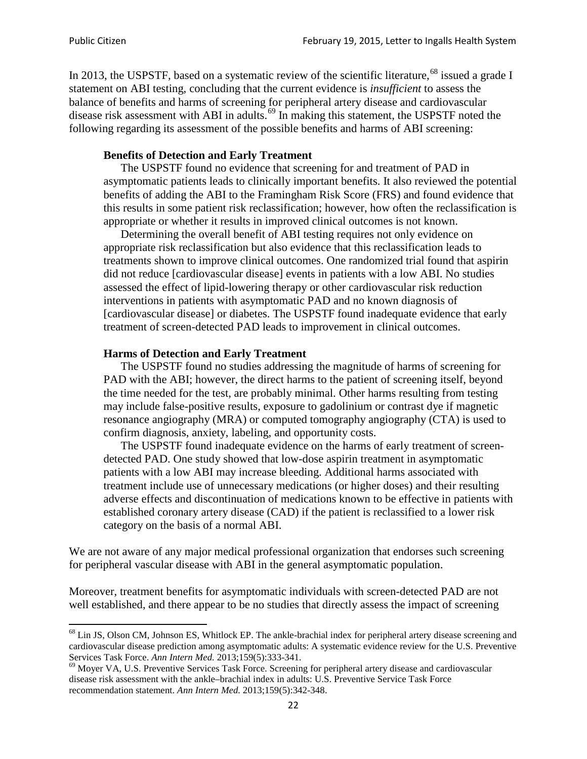In 2013, the USPSTF, based on a systematic review of the scientific literature,[68] issued a grade I statement on ABI testing, concluding that the current evidence is *insufficient* to assess the balance of benefits and harms of screening for peripheral artery disease and cardiovascular disease risk assessment with ABI in adults.[69] In making this statement, the USPSTF noted the following regarding its assessment of the possible benefits and harms of ABI screening:

> **Benefits of Detection and Early Treatment**
>
> The USPSTF found no evidence that screening for and treatment of PAD in asymptomatic patients leads to clinically important benefits. It also reviewed the potential benefits of adding the ABI to the Framingham Risk Score (FRS) and found evidence that this results in some patient risk reclassification; however, how often the reclassification is appropriate or whether it results in improved clinical outcomes is not known.
>
> Determining the overall benefit of ABI testing requires not only evidence on appropriate risk reclassification but also evidence that this reclassification leads to treatments shown to improve clinical outcomes. One randomized trial found that aspirin did not reduce [cardiovascular disease] events in patients with a low ABI. No studies assessed the effect of lipid-lowering therapy or other cardiovascular risk reduction interventions in patients with asymptomatic PAD and no known diagnosis of [cardiovascular disease] or diabetes. The USPSTF found inadequate evidence that early treatment of screen-detected PAD leads to improvement in clinical outcomes.
>
> **Harms of Detection and Early Treatment**
>
> The USPSTF found no studies addressing the magnitude of harms of screening for PAD with the ABI; however, the direct harms to the patient of screening itself, beyond the time needed for the test, are probably minimal. Other harms resulting from testing may include false-positive results, exposure to gadolinium or contrast dye if magnetic resonance angiography (MRA) or computed tomography angiography (CTA) is used to confirm diagnosis, anxiety, labeling, and opportunity costs.
>
> The USPSTF found inadequate evidence on the harms of early treatment of screen-detected PAD. One study showed that low-dose aspirin treatment in asymptomatic patients with a low ABI may increase bleeding. Additional harms associated with treatment include use of unnecessary medications (or higher doses) and their resulting adverse effects and discontinuation of medications known to be effective in patients with established coronary artery disease (CAD) if the patient is reclassified to a lower risk category on the basis of a normal ABI.

We are not aware of any major medical professional organization that endorses such screening for peripheral vascular disease with ABI in the general asymptomatic population.

Moreover, treatment benefits for asymptomatic individuals with screen-detected PAD are not well established, and there appear to be no studies that directly assess the impact of screening

---

[68] Lin JS, Olson CM, Johnson ES, Whitlock EP. The ankle-brachial index for peripheral artery disease screening and cardiovascular disease prediction among asymptomatic adults: A systematic evidence review for the U.S. Preventive Services Task Force. *Ann Intern Med.* 2013;159(5):333-341.

[69] Moyer VA, U.S. Preventive Services Task Force. Screening for peripheral artery disease and cardiovascular disease risk assessment with the ankle–brachial index in adults: U.S. Preventive Service Task Force recommendation statement. *Ann Intern Med.* 2013;159(5):342-348.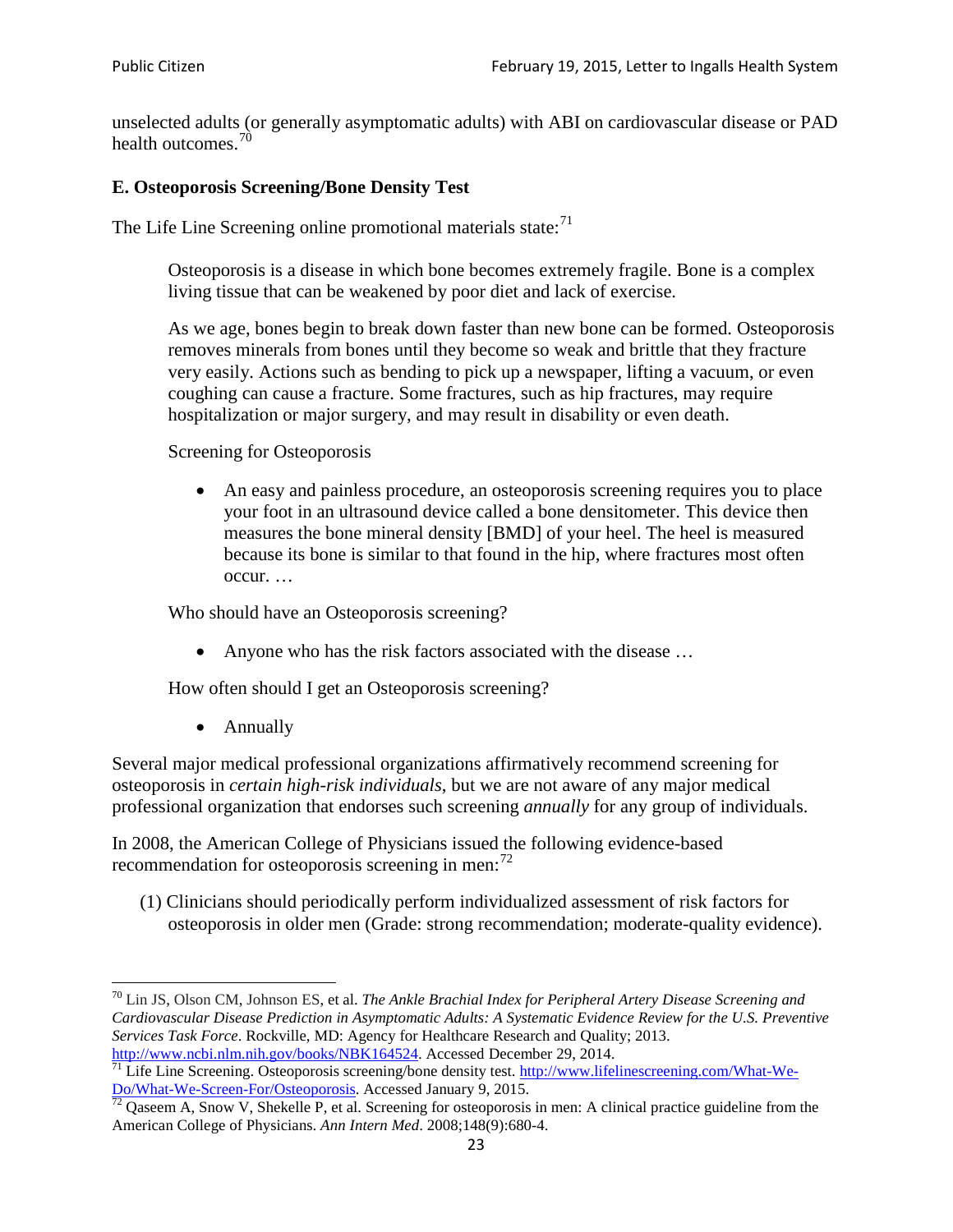unselected adults (or generally asymptomatic adults) with ABI on cardiovascular disease or PAD health outcomes.[70]

### E. Osteoporosis Screening/Bone Density Test

The Life Line Screening online promotional materials state:[71]

> Osteoporosis is a disease in which bone becomes extremely fragile. Bone is a complex living tissue that can be weakened by poor diet and lack of exercise.
>
> As we age, bones begin to break down faster than new bone can be formed. Osteoporosis removes minerals from bones until they become so weak and brittle that they fracture very easily. Actions such as bending to pick up a newspaper, lifting a vacuum, or even coughing can cause a fracture. Some fractures, such as hip fractures, may require hospitalization or major surgery, and may result in disability or even death.
>
> Screening for Osteoporosis
>
> - An easy and painless procedure, an osteoporosis screening requires you to place your foot in an ultrasound device called a bone densitometer. This device then measures the bone mineral density [BMD] of your heel. The heel is measured because its bone is similar to that found in the hip, where fractures most often occur. …
>
> Who should have an Osteoporosis screening?
>
> - Anyone who has the risk factors associated with the disease …
>
> How often should I get an Osteoporosis screening?
>
> - Annually

Several major medical professional organizations affirmatively recommend screening for osteoporosis in *certain high-risk individuals*, but we are not aware of any major medical professional organization that endorses such screening *annually* for any group of individuals.

In 2008, the American College of Physicians issued the following evidence-based recommendation for osteoporosis screening in men:[72]

(1) Clinicians should periodically perform individualized assessment of risk factors for osteoporosis in older men (Grade: strong recommendation; moderate-quality evidence).

---

[70] Lin JS, Olson CM, Johnson ES, et al. *The Ankle Brachial Index for Peripheral Artery Disease Screening and Cardiovascular Disease Prediction in Asymptomatic Adults: A Systematic Evidence Review for the U.S. Preventive Services Task Force*. Rockville, MD: Agency for Healthcare Research and Quality; 2013. http://www.ncbi.nlm.nih.gov/books/NBK164524. Accessed December 29, 2014.

[71] Life Line Screening. Osteoporosis screening/bone density test. http://www.lifelinescreening.com/What-We-Do/What-We-Screen-For/Osteoporosis. Accessed January 9, 2015.

[72] Qaseem A, Snow V, Shekelle P, et al. Screening for osteoporosis in men: A clinical practice guideline from the American College of Physicians. *Ann Intern Med*. 2008;148(9):680-4.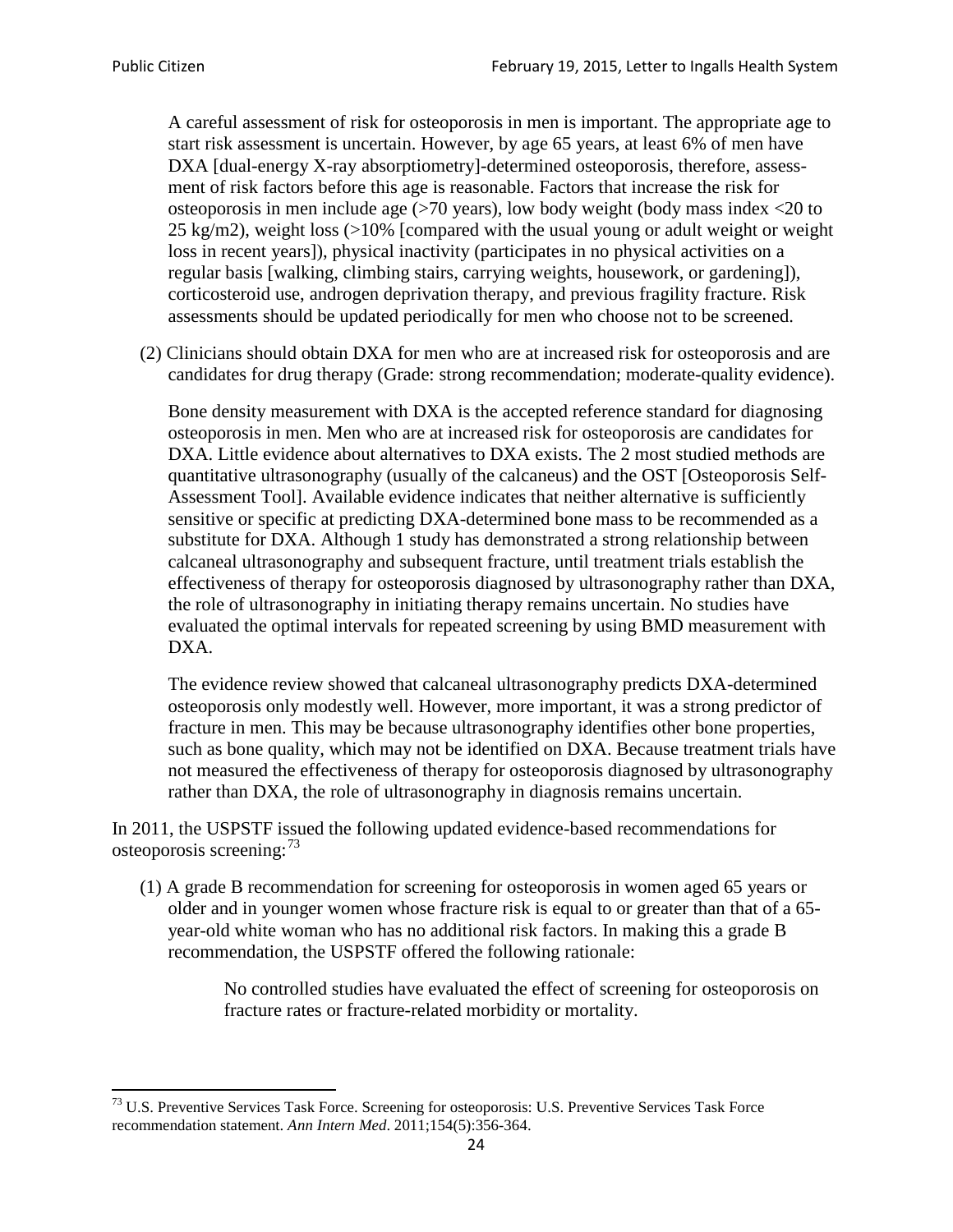A careful assessment of risk for osteoporosis in men is important. The appropriate age to start risk assessment is uncertain. However, by age 65 years, at least 6% of men have DXA [dual-energy X-ray absorptiometry]-determined osteoporosis, therefore, assessment of risk factors before this age is reasonable. Factors that increase the risk for osteoporosis in men include age (>70 years), low body weight (body mass index <20 to 25 kg/m2), weight loss (>10% [compared with the usual young or adult weight or weight loss in recent years]), physical inactivity (participates in no physical activities on a regular basis [walking, climbing stairs, carrying weights, housework, or gardening]), corticosteroid use, androgen deprivation therapy, and previous fragility fracture. Risk assessments should be updated periodically for men who choose not to be screened.

(2) Clinicians should obtain DXA for men who are at increased risk for osteoporosis and are candidates for drug therapy (Grade: strong recommendation; moderate-quality evidence).

Bone density measurement with DXA is the accepted reference standard for diagnosing osteoporosis in men. Men who are at increased risk for osteoporosis are candidates for DXA. Little evidence about alternatives to DXA exists. The 2 most studied methods are quantitative ultrasonography (usually of the calcaneus) and the OST [Osteoporosis Self-Assessment Tool]. Available evidence indicates that neither alternative is sufficiently sensitive or specific at predicting DXA-determined bone mass to be recommended as a substitute for DXA. Although 1 study has demonstrated a strong relationship between calcaneal ultrasonography and subsequent fracture, until treatment trials establish the effectiveness of therapy for osteoporosis diagnosed by ultrasonography rather than DXA, the role of ultrasonography in initiating therapy remains uncertain. No studies have evaluated the optimal intervals for repeated screening by using BMD measurement with DXA.

The evidence review showed that calcaneal ultrasonography predicts DXA-determined osteoporosis only modestly well. However, more important, it was a strong predictor of fracture in men. This may be because ultrasonography identifies other bone properties, such as bone quality, which may not be identified on DXA. Because treatment trials have not measured the effectiveness of therapy for osteoporosis diagnosed by ultrasonography rather than DXA, the role of ultrasonography in diagnosis remains uncertain.

In 2011, the USPSTF issued the following updated evidence-based recommendations for osteoporosis screening:[73]

(1) A grade B recommendation for screening for osteoporosis in women aged 65 years or older and in younger women whose fracture risk is equal to or greater than that of a 65-year-old white woman who has no additional risk factors. In making this a grade B recommendation, the USPSTF offered the following rationale:

> No controlled studies have evaluated the effect of screening for osteoporosis on fracture rates or fracture-related morbidity or mortality.

[73] U.S. Preventive Services Task Force. Screening for osteoporosis: U.S. Preventive Services Task Force recommendation statement. *Ann Intern Med*. 2011;154(5):356-364.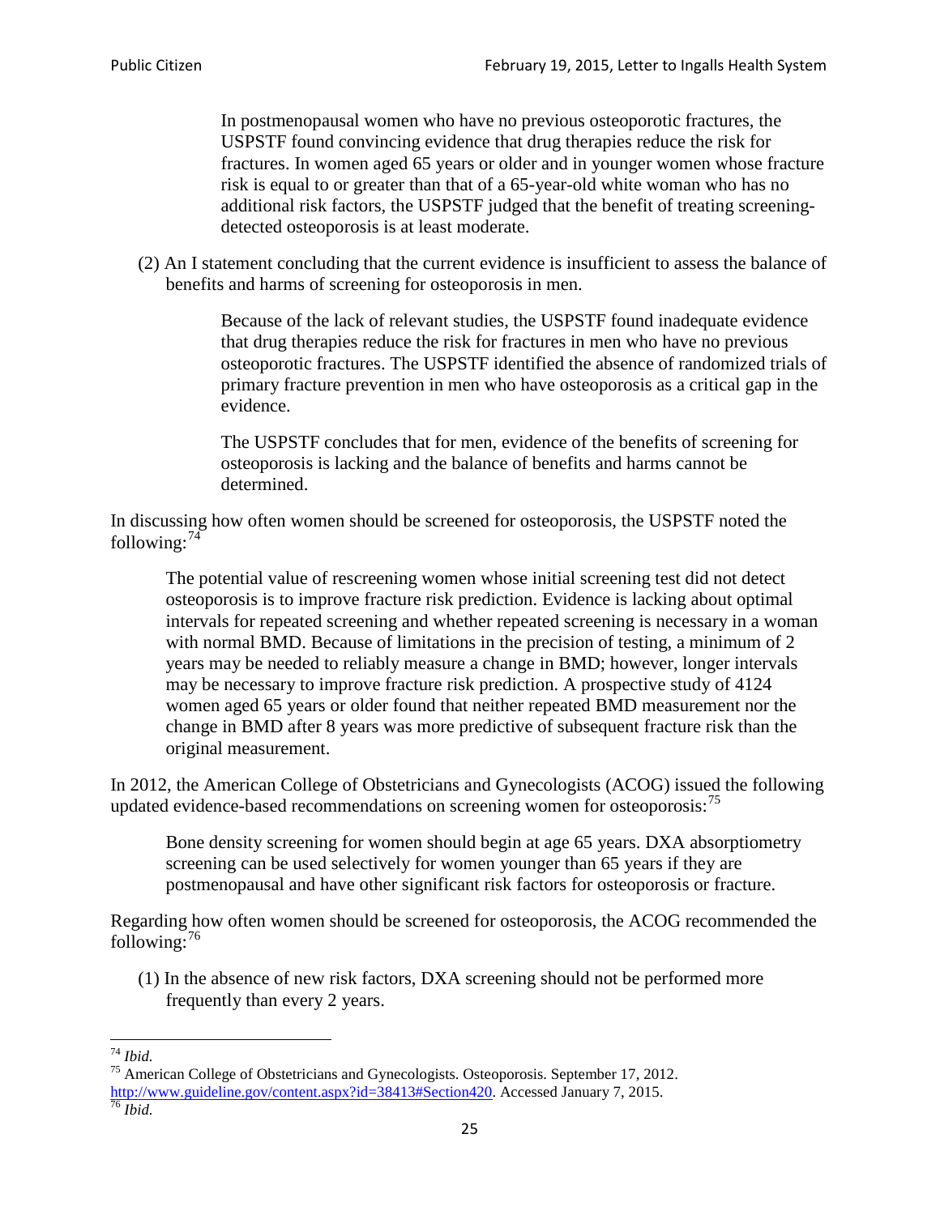> In postmenopausal women who have no previous osteoporotic fractures, the USPSTF found convincing evidence that drug therapies reduce the risk for fractures. In women aged 65 years or older and in younger women whose fracture risk is equal to or greater than that of a 65-year-old white woman who has no additional risk factors, the USPSTF judged that the benefit of treating screening-detected osteoporosis is at least moderate.

(2) An I statement concluding that the current evidence is insufficient to assess the balance of benefits and harms of screening for osteoporosis in men.

> Because of the lack of relevant studies, the USPSTF found inadequate evidence that drug therapies reduce the risk for fractures in men who have no previous osteoporotic fractures. The USPSTF identified the absence of randomized trials of primary fracture prevention in men who have osteoporosis as a critical gap in the evidence.
>
> The USPSTF concludes that for men, evidence of the benefits of screening for osteoporosis is lacking and the balance of benefits and harms cannot be determined.

In discussing how often women should be screened for osteoporosis, the USPSTF noted the following:[74]

> The potential value of rescreening women whose initial screening test did not detect osteoporosis is to improve fracture risk prediction. Evidence is lacking about optimal intervals for repeated screening and whether repeated screening is necessary in a woman with normal BMD. Because of limitations in the precision of testing, a minimum of 2 years may be needed to reliably measure a change in BMD; however, longer intervals may be necessary to improve fracture risk prediction. A prospective study of 4124 women aged 65 years or older found that neither repeated BMD measurement nor the change in BMD after 8 years was more predictive of subsequent fracture risk than the original measurement.

In 2012, the American College of Obstetricians and Gynecologists (ACOG) issued the following updated evidence-based recommendations on screening women for osteoporosis:[75]

> Bone density screening for women should begin at age 65 years. DXA absorptiometry screening can be used selectively for women younger than 65 years if they are postmenopausal and have other significant risk factors for osteoporosis or fracture.

Regarding how often women should be screened for osteoporosis, the ACOG recommended the following:[76]

(1) In the absence of new risk factors, DXA screening should not be performed more frequently than every 2 years.

---

[74] *Ibid.*

[75] American College of Obstetricians and Gynecologists. Osteoporosis. September 17, 2012. http://www.guideline.gov/content.aspx?id=38413#Section420. Accessed January 7, 2015.

[76] *Ibid.*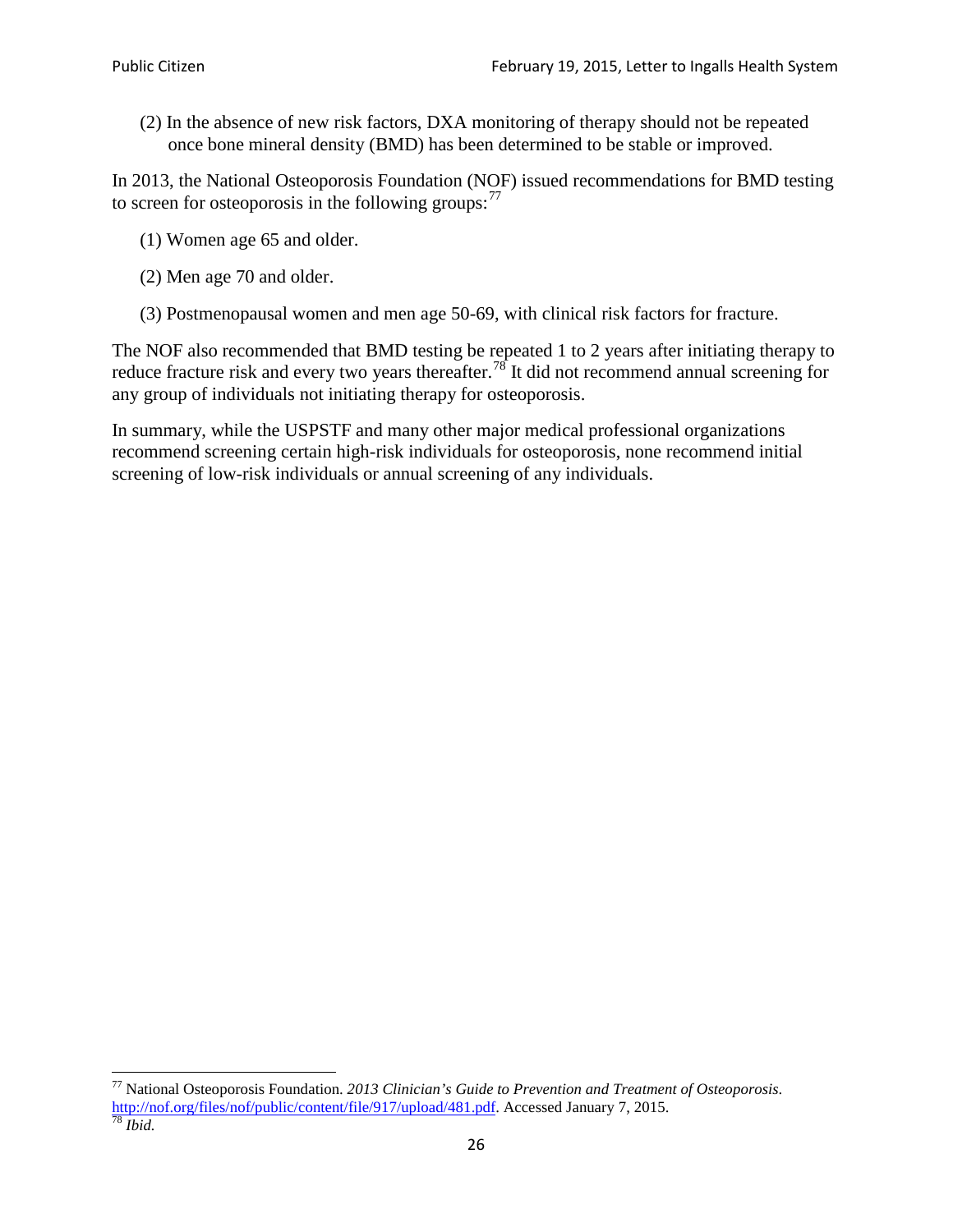(2) In the absence of new risk factors, DXA monitoring of therapy should not be repeated once bone mineral density (BMD) has been determined to be stable or improved.

In 2013, the National Osteoporosis Foundation (NOF) issued recommendations for BMD testing to screen for osteoporosis in the following groups:[77]

(1) Women age 65 and older.

(2) Men age 70 and older.

(3) Postmenopausal women and men age 50-69, with clinical risk factors for fracture.

The NOF also recommended that BMD testing be repeated 1 to 2 years after initiating therapy to reduce fracture risk and every two years thereafter.[78] It did not recommend annual screening for any group of individuals not initiating therapy for osteoporosis.

In summary, while the USPSTF and many other major medical professional organizations recommend screening certain high-risk individuals for osteoporosis, none recommend initial screening of low-risk individuals or annual screening of any individuals.

---

[77] National Osteoporosis Foundation. *2013 Clinician's Guide to Prevention and Treatment of Osteoporosis.* http://nof.org/files/nof/public/content/file/917/upload/481.pdf. Accessed January 7, 2015.

[78] *Ibid.*